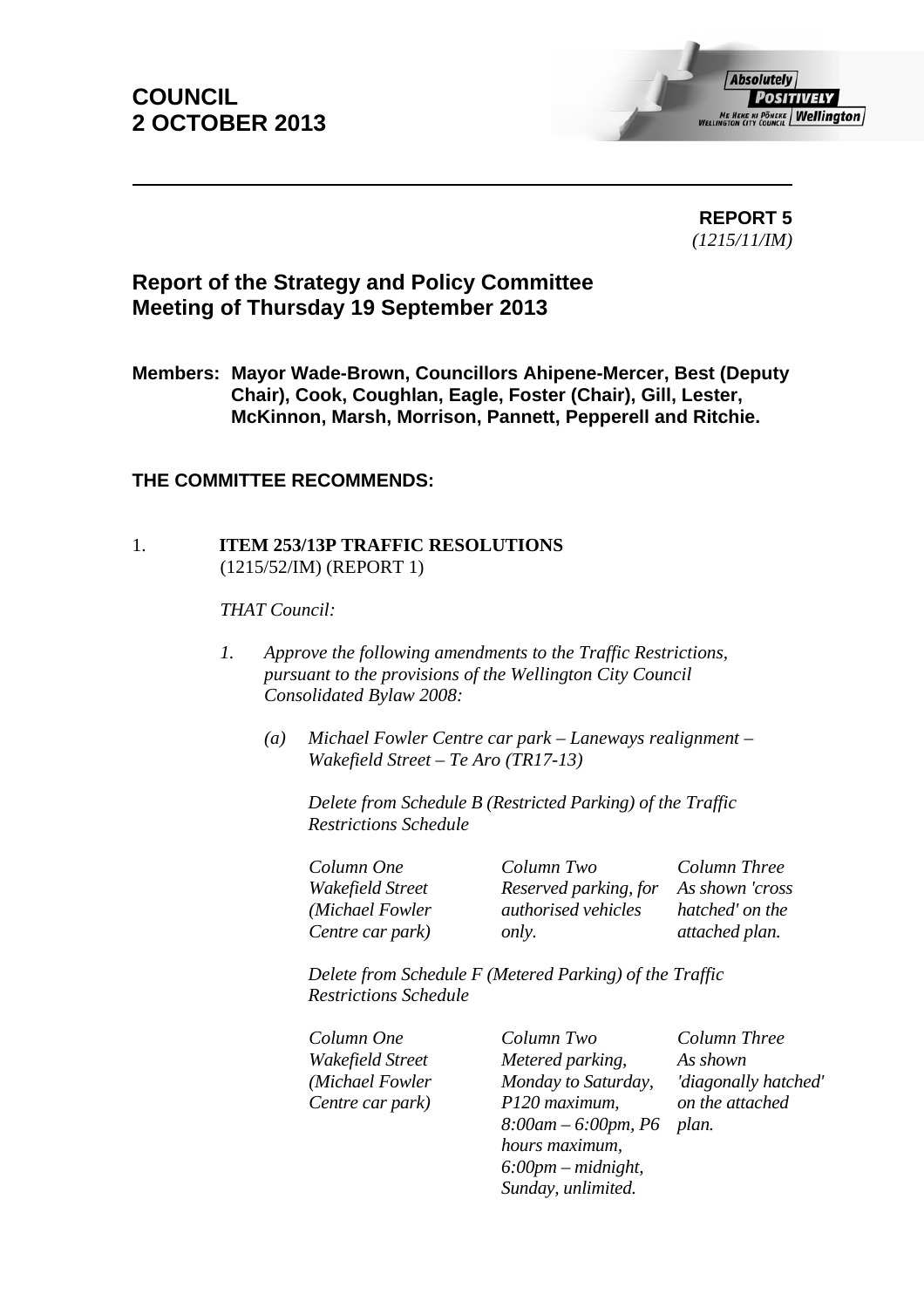# COUNCIL
# 2 OCTOBER 2013

**REPORT 5**
*(1215/11/IM)*

## Report of the Strategy and Policy Committee
## Meeting of Thursday 19 September 2013

**Members: Mayor Wade-Brown, Councillors Ahipene-Mercer, Best (Deputy Chair), Cook, Coughlan, Eagle, Foster (Chair), Gill, Lester, McKinnon, Marsh, Morrison, Pannett, Pepperell and Ritchie.**

**THE COMMITTEE RECOMMENDS:**

1. **ITEM 253/13P TRAFFIC RESOLUTIONS**
(1215/52/IM) (REPORT 1)

*THAT Council:*

*1. Approve the following amendments to the Traffic Restrictions, pursuant to the provisions of the Wellington City Council Consolidated Bylaw 2008:*

*(a) Michael Fowler Centre car park – Laneways realignment – Wakefield Street – Te Aro (TR17-13)*

*Delete from Schedule B (Restricted Parking) of the Traffic Restrictions Schedule*

| *Column One* | *Column Two* | *Column Three* |
|---|---|---|
| *Wakefield Street (Michael Fowler Centre car park)* | *Reserved parking, for authorised vehicles only.* | *As shown 'cross hatched' on the attached plan.* |

*Delete from Schedule F (Metered Parking) of the Traffic Restrictions Schedule*

| *Column One* | *Column Two* | *Column Three* |
|---|---|---|
| *Wakefield Street (Michael Fowler Centre car park)* | *Metered parking, Monday to Saturday, P120 maximum, 8:00am – 6:00pm, P6 hours maximum, 6:00pm – midnight, Sunday, unlimited.* | *As shown 'diagonally hatched' on the attached plan.* |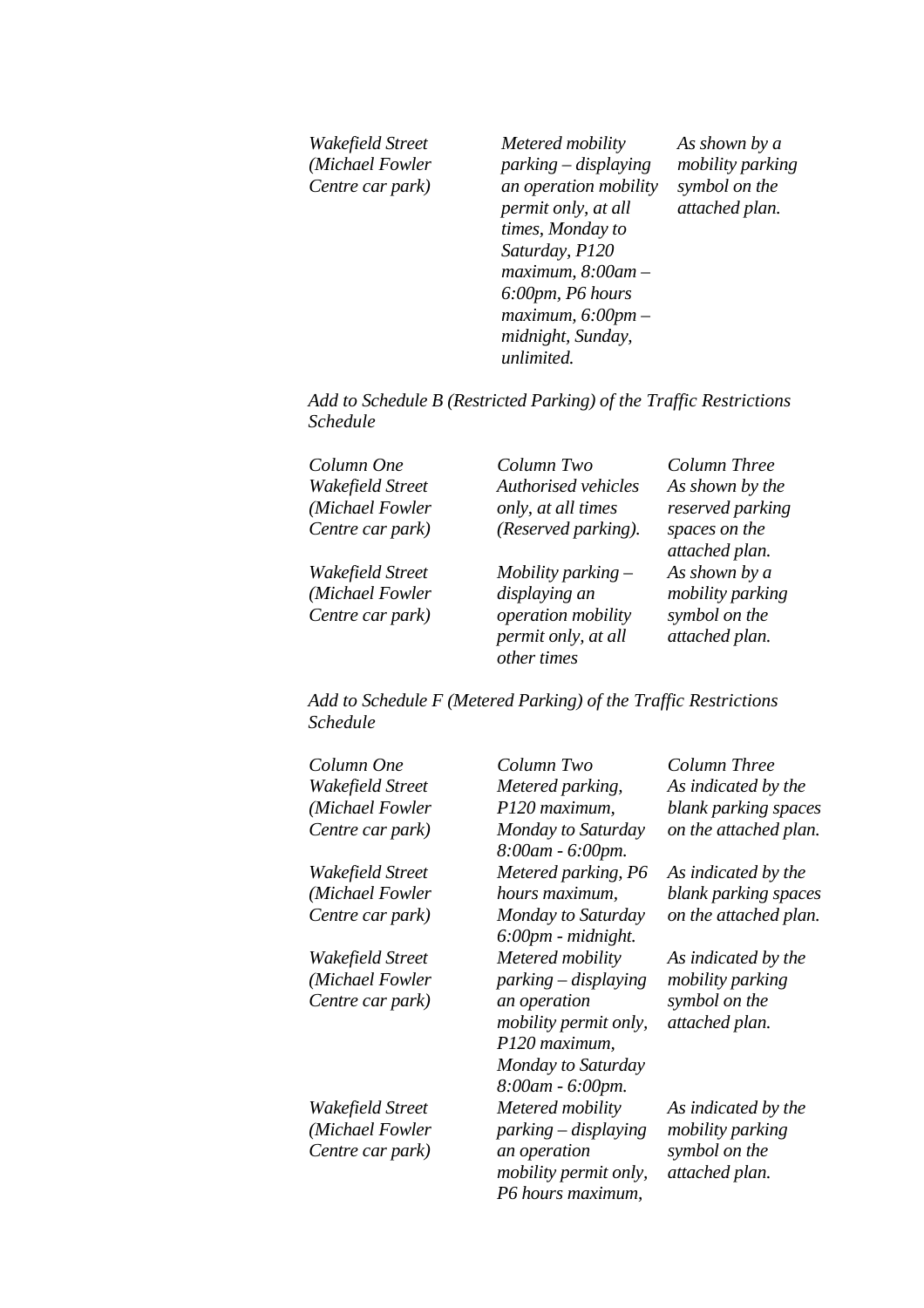| | | |
|---|---|---|
| *Wakefield Street (Michael Fowler Centre car park)* | *Metered mobility parking – displaying an operation mobility permit only, at all times, Monday to Saturday, P120 maximum, 8:00am – 6:00pm, P6 hours maximum, 6:00pm – midnight, Sunday, unlimited.* | *As shown by a mobility parking symbol on the attached plan.* |

*Add to Schedule B (Restricted Parking) of the Traffic Restrictions Schedule*

| *Column One* | *Column Two* | *Column Three* |
|---|---|---|
| *Wakefield Street (Michael Fowler Centre car park)* | *Authorised vehicles only, at all times (Reserved parking).* | *As shown by the reserved parking spaces on the attached plan.* |
| *Wakefield Street (Michael Fowler Centre car park)* | *Mobility parking – displaying an operation mobility permit only, at all other times* | *As shown by a mobility parking symbol on the attached plan.* |

*Add to Schedule F (Metered Parking) of the Traffic Restrictions Schedule*

| *Column One* | *Column Two* | *Column Three* |
|---|---|---|
| *Wakefield Street (Michael Fowler Centre car park)* | *Metered parking, P120 maximum, Monday to Saturday 8:00am - 6:00pm.* | *As indicated by the blank parking spaces on the attached plan.* |
| *Wakefield Street (Michael Fowler Centre car park)* | *Metered parking, P6 hours maximum, Monday to Saturday 6:00pm - midnight.* | *As indicated by the blank parking spaces on the attached plan.* |
| *Wakefield Street (Michael Fowler Centre car park)* | *Metered mobility parking – displaying an operation mobility permit only, P120 maximum, Monday to Saturday 8:00am - 6:00pm.* | *As indicated by the mobility parking symbol on the attached plan.* |
| *Wakefield Street (Michael Fowler Centre car park)* | *Metered mobility parking – displaying an operation mobility permit only, P6 hours maximum,* | *As indicated by the mobility parking symbol on the attached plan.* |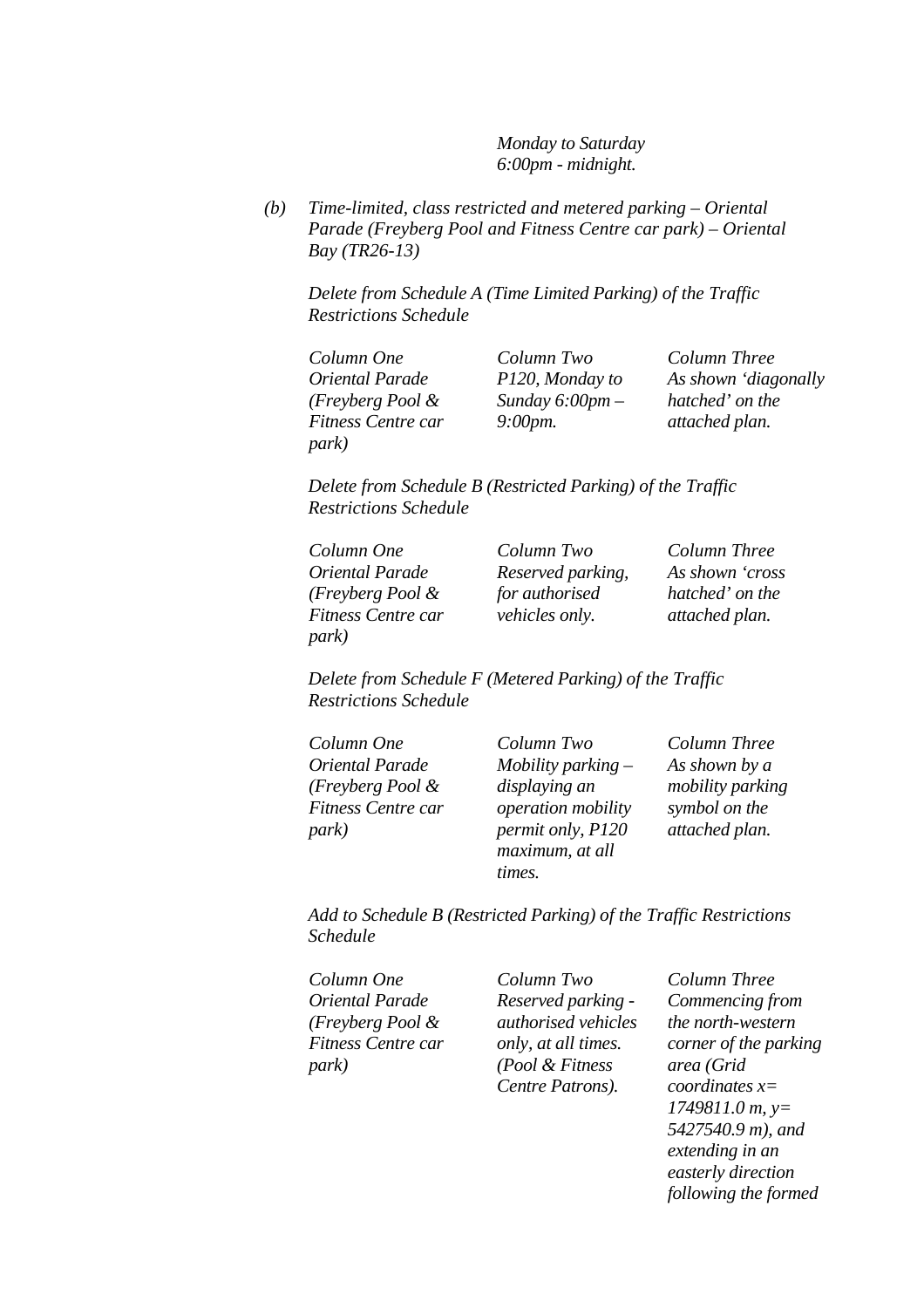*Monday to Saturday 6:00pm - midnight.*

*(b) Time-limited, class restricted and metered parking – Oriental Parade (Freyberg Pool and Fitness Centre car park) – Oriental Bay (TR26-13)*

*Delete from Schedule A (Time Limited Parking) of the Traffic Restrictions Schedule*

| *Column One* | *Column Two* | *Column Three* |
|---|---|---|
| *Oriental Parade (Freyberg Pool & Fitness Centre car park)* | *P120, Monday to Sunday 6:00pm – 9:00pm.* | *As shown 'diagonally hatched' on the attached plan.* |

*Delete from Schedule B (Restricted Parking) of the Traffic Restrictions Schedule*

| *Column One* | *Column Two* | *Column Three* |
|---|---|---|
| *Oriental Parade (Freyberg Pool & Fitness Centre car park)* | *Reserved parking, for authorised vehicles only.* | *As shown 'cross hatched' on the attached plan.* |

*Delete from Schedule F (Metered Parking) of the Traffic Restrictions Schedule*

| *Column One* | *Column Two* | *Column Three* |
|---|---|---|
| *Oriental Parade (Freyberg Pool & Fitness Centre car park)* | *Mobility parking – displaying an operation mobility permit only, P120 maximum, at all times.* | *As shown by a mobility parking symbol on the attached plan.* |

*Add to Schedule B (Restricted Parking) of the Traffic Restrictions Schedule*

| *Column One* | *Column Two* | *Column Three* |
|---|---|---|
| *Oriental Parade (Freyberg Pool & Fitness Centre car park)* | *Reserved parking - authorised vehicles only, at all times. (Pool & Fitness Centre Patrons).* | *Commencing from the north-western corner of the parking area (Grid coordinates x= 1749811.0 m, y= 5427540.9 m), and extending in an easterly direction following the formed* |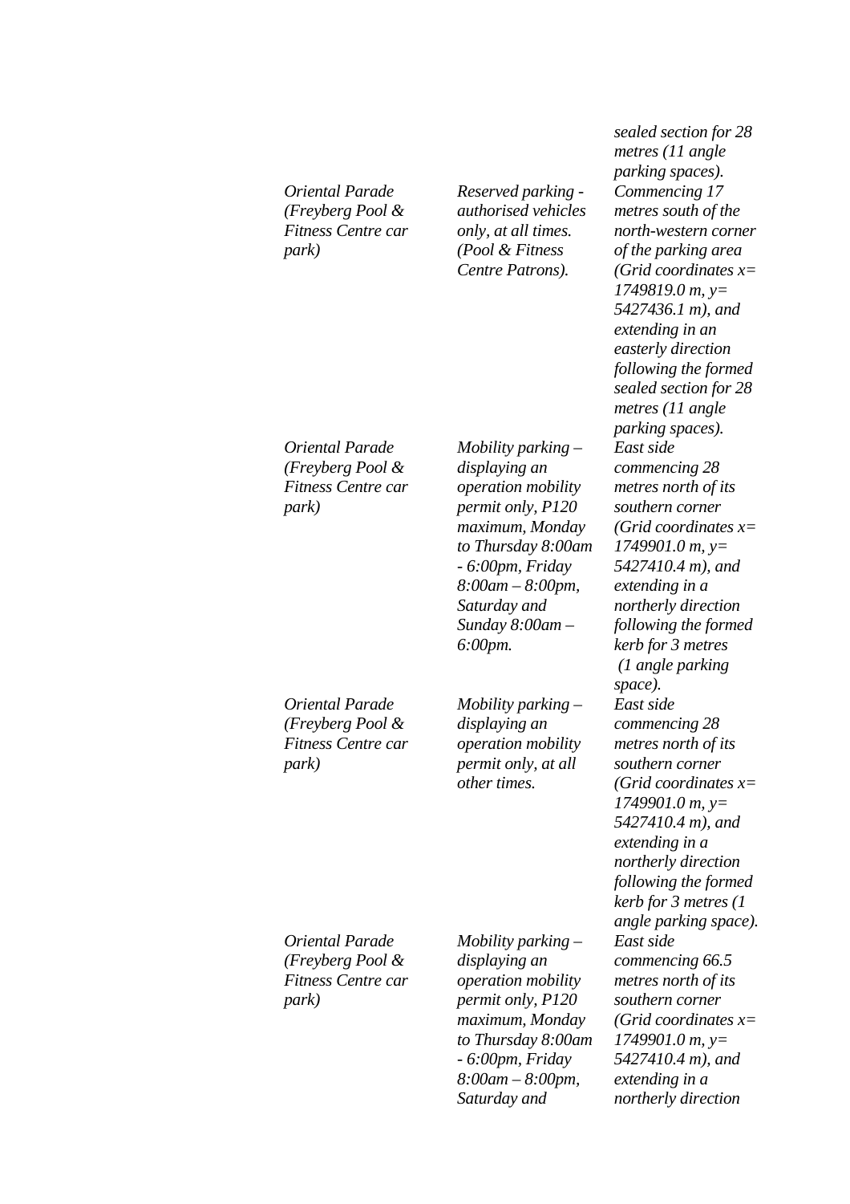| | | |
|---|---|---|
| | | *sealed section for 28 metres (11 angle parking spaces).* |
| *Oriental Parade (Freyberg Pool & Fitness Centre car park)* | *Reserved parking - authorised vehicles only, at all times. (Pool & Fitness Centre Patrons).* | *Commencing 17 metres south of the north-western corner of the parking area (Grid coordinates x= 1749819.0 m, y= 5427436.1 m), and extending in an easterly direction following the formed sealed section for 28 metres (11 angle parking spaces).* |
| *Oriental Parade (Freyberg Pool & Fitness Centre car park)* | *Mobility parking – displaying an operation mobility permit only, P120 maximum, Monday to Thursday 8:00am - 6:00pm, Friday 8:00am – 8:00pm, Saturday and Sunday 8:00am – 6:00pm.* | *East side commencing 28 metres north of its southern corner (Grid coordinates x= 1749901.0 m, y= 5427410.4 m), and extending in a northerly direction following the formed kerb for 3 metres (1 angle parking space).* |
| *Oriental Parade (Freyberg Pool & Fitness Centre car park)* | *Mobility parking – displaying an operation mobility permit only, at all other times.* | *East side commencing 28 metres north of its southern corner (Grid coordinates x= 1749901.0 m, y= 5427410.4 m), and extending in a northerly direction following the formed kerb for 3 metres (1 angle parking space).* |
| *Oriental Parade (Freyberg Pool & Fitness Centre car park)* | *Mobility parking – displaying an operation mobility permit only, P120 maximum, Monday to Thursday 8:00am - 6:00pm, Friday 8:00am – 8:00pm, Saturday and* | *East side commencing 66.5 metres north of its southern corner (Grid coordinates x= 1749901.0 m, y= 5427410.4 m), and extending in a northerly direction* |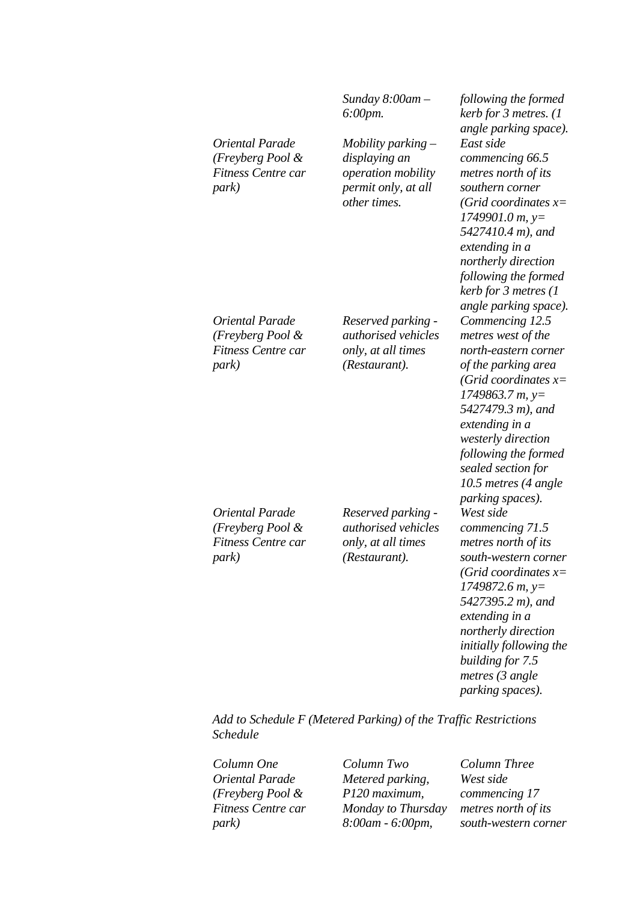| | | |
|---|---|---|
| | *Sunday 8:00am – 6:00pm.* | *following the formed kerb for 3 metres. (1 angle parking space).* |
| *Oriental Parade (Freyberg Pool & Fitness Centre car park)* | *Mobility parking – displaying an operation mobility permit only, at all other times.* | *East side commencing 66.5 metres north of its southern corner (Grid coordinates x= 1749901.0 m, y= 5427410.4 m), and extending in a northerly direction following the formed kerb for 3 metres (1 angle parking space).* |
| *Oriental Parade (Freyberg Pool & Fitness Centre car park)* | *Reserved parking - authorised vehicles only, at all times (Restaurant).* | *Commencing 12.5 metres west of the north-eastern corner of the parking area (Grid coordinates x= 1749863.7 m, y= 5427479.3 m), and extending in a westerly direction following the formed sealed section for 10.5 metres (4 angle parking spaces).* |
| *Oriental Parade (Freyberg Pool & Fitness Centre car park)* | *Reserved parking - authorised vehicles only, at all times (Restaurant).* | *West side commencing 71.5 metres north of its south-western corner (Grid coordinates x= 1749872.6 m, y= 5427395.2 m), and extending in a northerly direction initially following the building for 7.5 metres (3 angle parking spaces).* |

*Add to Schedule F (Metered Parking) of the Traffic Restrictions Schedule*

| *Column One* | *Column Two* | *Column Three* |
|---|---|---|
| *Oriental Parade (Freyberg Pool & Fitness Centre car park)* | *Metered parking, P120 maximum, Monday to Thursday 8:00am - 6:00pm,* | *West side commencing 17 metres north of its south-western corner* |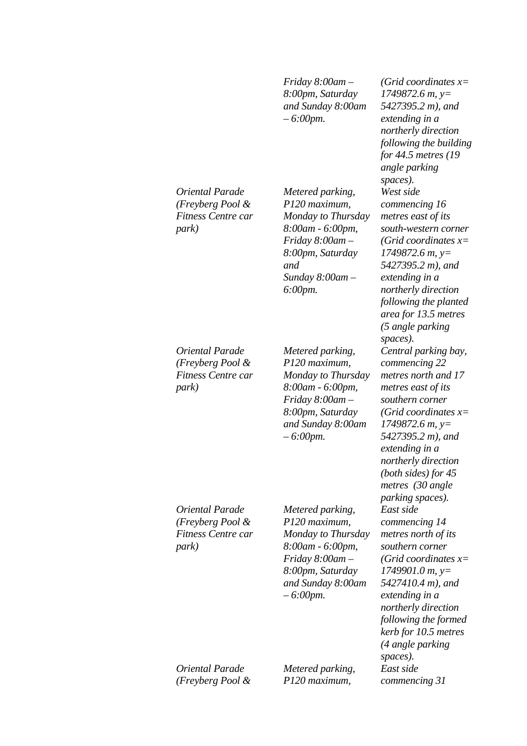| | | |
|---|---|---|
| | *Friday 8:00am – 8:00pm, Saturday and Sunday 8:00am – 6:00pm.* | *(Grid coordinates x= 1749872.6 m, y= 5427395.2 m), and extending in a northerly direction following the building for 44.5 metres (19 angle parking spaces).* |
| *Oriental Parade (Freyberg Pool & Fitness Centre car park)* | *Metered parking, P120 maximum, Monday to Thursday 8:00am - 6:00pm, Friday 8:00am – 8:00pm, Saturday and Sunday 8:00am – 6:00pm.* | *West side commencing 16 metres east of its south-western corner (Grid coordinates x= 1749872.6 m, y= 5427395.2 m), and extending in a northerly direction following the planted area for 13.5 metres (5 angle parking spaces).* |
| *Oriental Parade (Freyberg Pool & Fitness Centre car park)* | *Metered parking, P120 maximum, Monday to Thursday 8:00am - 6:00pm, Friday 8:00am – 8:00pm, Saturday and Sunday 8:00am – 6:00pm.* | *Central parking bay, commencing 22 metres north and 17 metres east of its southern corner (Grid coordinates x= 1749872.6 m, y= 5427395.2 m), and extending in a northerly direction (both sides) for 45 metres (30 angle parking spaces).* |
| *Oriental Parade (Freyberg Pool & Fitness Centre car park)* | *Metered parking, P120 maximum, Monday to Thursday 8:00am - 6:00pm, Friday 8:00am – 8:00pm, Saturday and Sunday 8:00am – 6:00pm.* | *East side commencing 14 metres north of its southern corner (Grid coordinates x= 1749901.0 m, y= 5427410.4 m), and extending in a northerly direction following the formed kerb for 10.5 metres (4 angle parking spaces).* |
| *Oriental Parade (Freyberg Pool &* | *Metered parking, P120 maximum,* | *East side commencing 31* |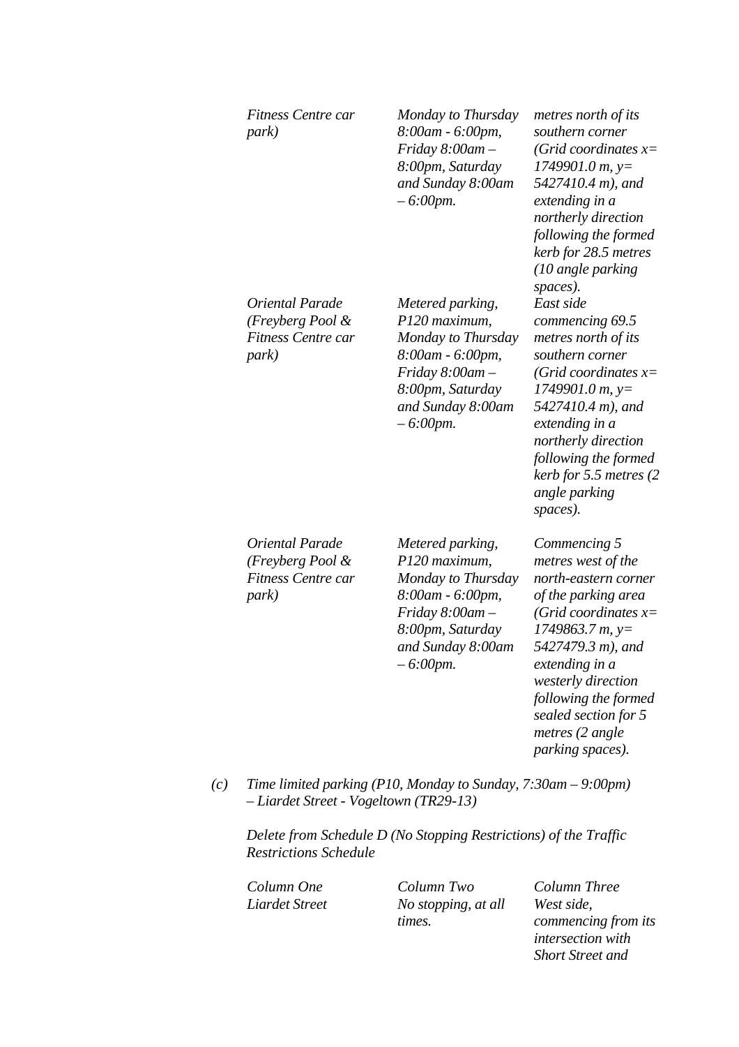| | | |
|---|---|---|
| *Fitness Centre car park)* | *Monday to Thursday 8:00am - 6:00pm, Friday 8:00am – 8:00pm, Saturday and Sunday 8:00am – 6:00pm.* | *metres north of its southern corner (Grid coordinates x= 1749901.0 m, y= 5427410.4 m), and extending in a northerly direction following the formed kerb for 28.5 metres (10 angle parking spaces).* |
| *Oriental Parade (Freyberg Pool & Fitness Centre car park)* | *Metered parking, P120 maximum, Monday to Thursday 8:00am - 6:00pm, Friday 8:00am – 8:00pm, Saturday and Sunday 8:00am – 6:00pm.* | *East side commencing 69.5 metres north of its southern corner (Grid coordinates x= 1749901.0 m, y= 5427410.4 m), and extending in a northerly direction following the formed kerb for 5.5 metres (2 angle parking spaces).* |
| *Oriental Parade (Freyberg Pool & Fitness Centre car park)* | *Metered parking, P120 maximum, Monday to Thursday 8:00am - 6:00pm, Friday 8:00am – 8:00pm, Saturday and Sunday 8:00am – 6:00pm.* | *Commencing 5 metres west of the north-eastern corner of the parking area (Grid coordinates x= 1749863.7 m, y= 5427479.3 m), and extending in a westerly direction following the formed sealed section for 5 metres (2 angle parking spaces).* |

*(c) Time limited parking (P10, Monday to Sunday, 7:30am – 9:00pm) – Liardet Street - Vogeltown (TR29-13)*

*Delete from Schedule D (No Stopping Restrictions) of the Traffic Restrictions Schedule*

| *Column One* | *Column Two* | *Column Three* |
|---|---|---|
| *Liardet Street* | *No stopping, at all times.* | *West side, commencing from its intersection with Short Street and* |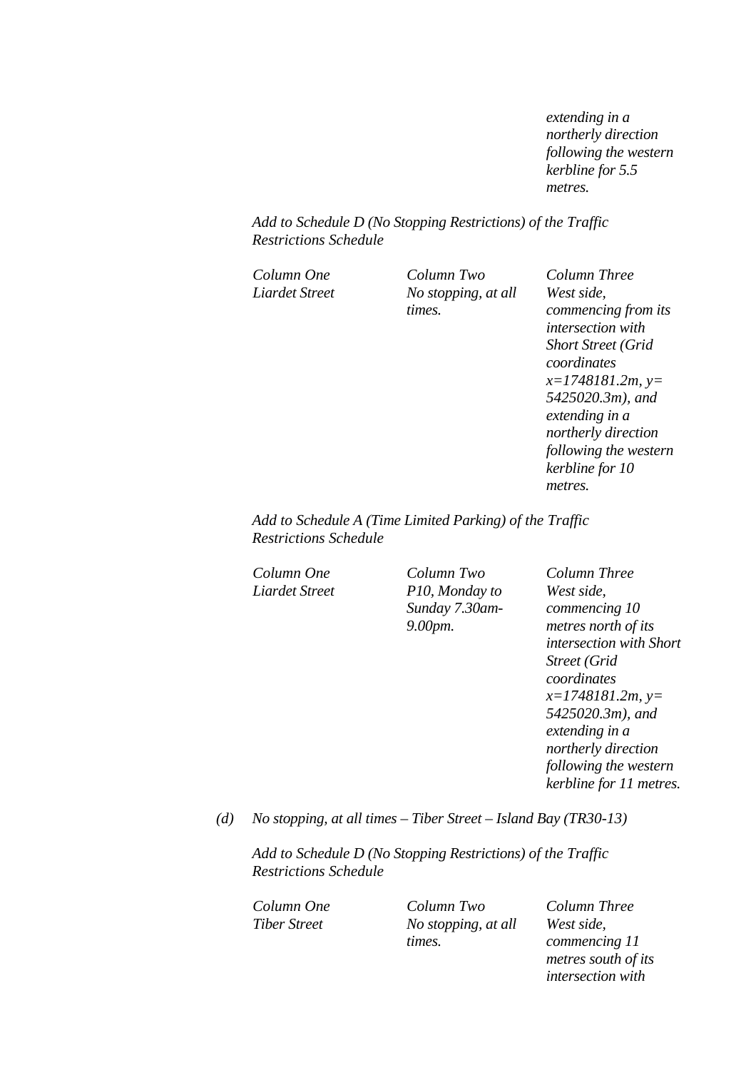*extending in a northerly direction following the western kerbline for 5.5 metres.*

*Add to Schedule D (No Stopping Restrictions) of the Traffic Restrictions Schedule*

| *Column One* | *Column Two* | *Column Three* |
|---|---|---|
| *Liardet Street* | *No stopping, at all times.* | *West side, commencing from its intersection with Short Street (Grid coordinates x=1748181.2m, y= 5425020.3m), and extending in a northerly direction following the western kerbline for 10 metres.* |

*Add to Schedule A (Time Limited Parking) of the Traffic Restrictions Schedule*

| *Column One* | *Column Two* | *Column Three* |
|---|---|---|
| *Liardet Street* | *P10, Monday to Sunday 7.30am-9.00pm.* | *West side, commencing 10 metres north of its intersection with Short Street (Grid coordinates x=1748181.2m, y= 5425020.3m), and extending in a northerly direction following the western kerbline for 11 metres.* |

*(d) No stopping, at all times – Tiber Street – Island Bay (TR30-13)*

*Add to Schedule D (No Stopping Restrictions) of the Traffic Restrictions Schedule*

| *Column One* | *Column Two* | *Column Three* |
|---|---|---|
| *Tiber Street* | *No stopping, at all times.* | *West side, commencing 11 metres south of its intersection with* |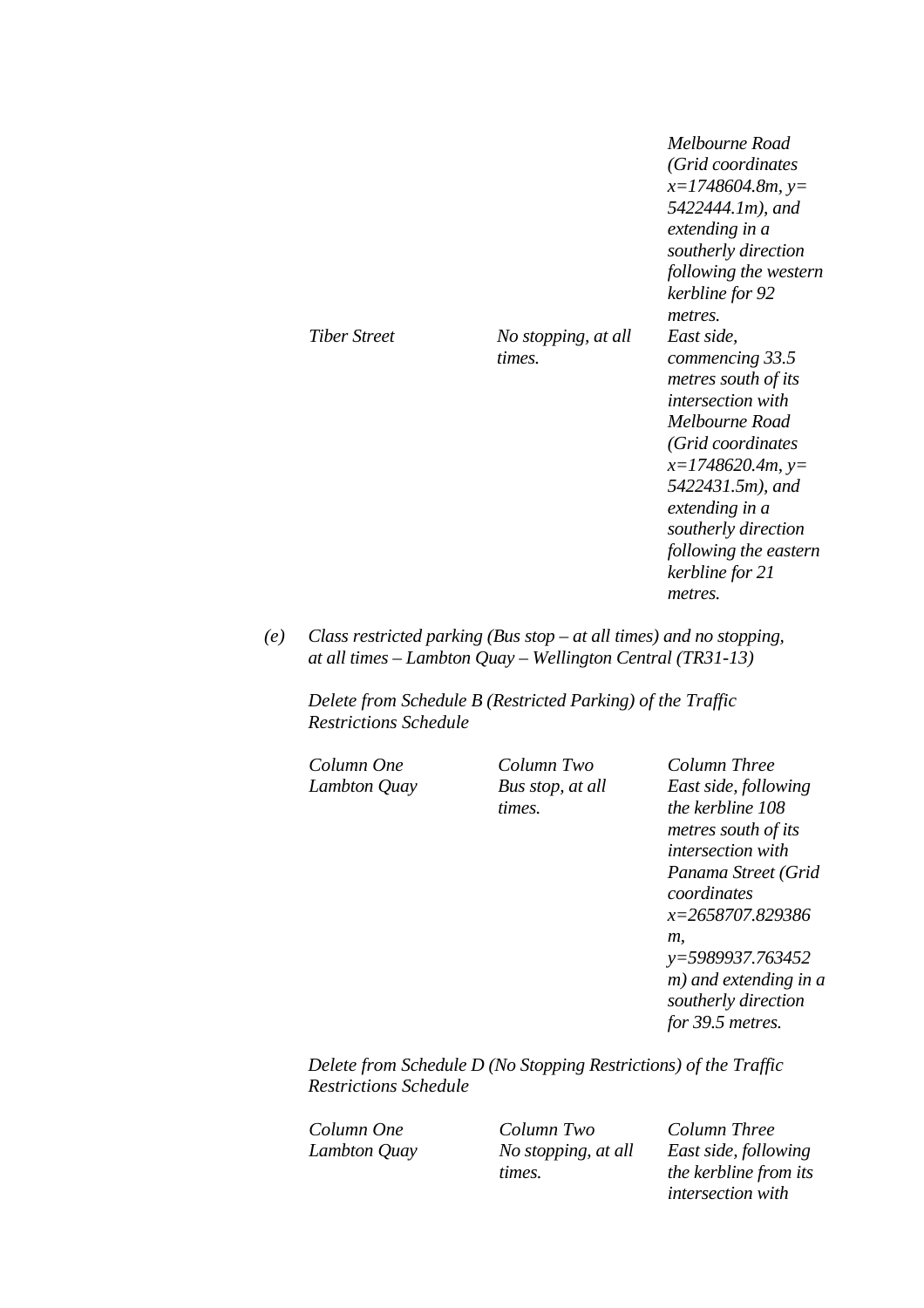| | | Melbourne Road (Grid coordinates x=1748604.8m, y= 5422444.1m), and extending in a southerly direction following the western kerbline for 92 metres. |
|---|---|---|
| Tiber Street | No stopping, at all times. | East side, commencing 33.5 metres south of its intersection with Melbourne Road (Grid coordinates x=1748620.4m, y= 5422431.5m), and extending in a southerly direction following the eastern kerbline for 21 metres. |

*(e) Class restricted parking (Bus stop – at all times) and no stopping, at all times – Lambton Quay – Wellington Central (TR31-13)*

*Delete from Schedule B (Restricted Parking) of the Traffic Restrictions Schedule*

| *Column One* | *Column Two* | *Column Three* |
|---|---|---|
| *Lambton Quay* | *Bus stop, at all times.* | *East side, following the kerbline 108 metres south of its intersection with Panama Street (Grid coordinates x=2658707.829386 m, y=5989937.763452 m) and extending in a southerly direction for 39.5 metres.* |

*Delete from Schedule D (No Stopping Restrictions) of the Traffic Restrictions Schedule*

| *Column One* | *Column Two* | *Column Three* |
|---|---|---|
| *Lambton Quay* | *No stopping, at all times.* | *East side, following the kerbline from its intersection with* |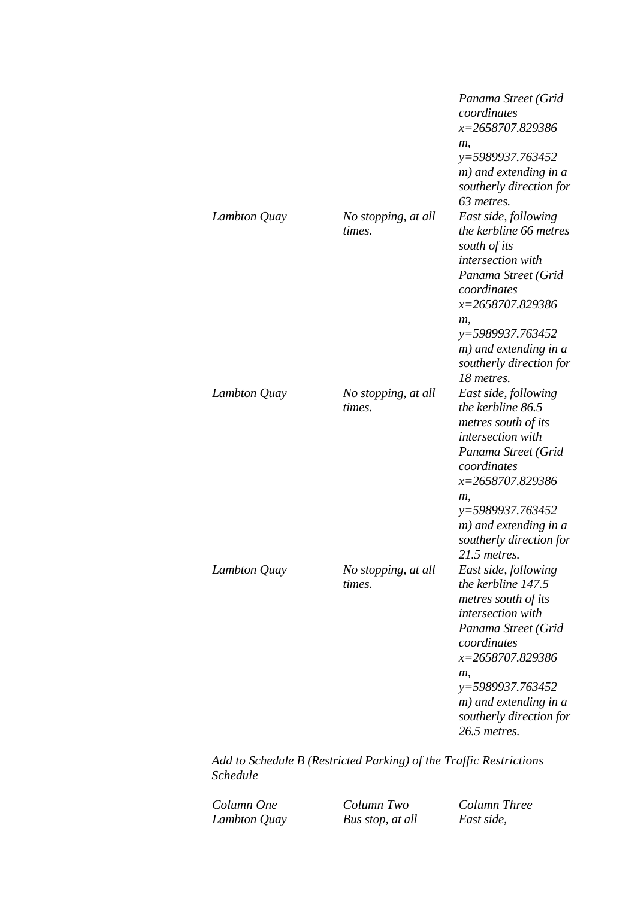| | | *Panama Street (Grid coordinates x=2658707.829386 m, y=5989937.763452 m) and extending in a southerly direction for 63 metres.* |
|---|---|---|
| *Lambton Quay* | *No stopping, at all times.* | *East side, following the kerbline 66 metres south of its intersection with Panama Street (Grid coordinates x=2658707.829386 m, y=5989937.763452 m) and extending in a southerly direction for 18 metres.* |
| *Lambton Quay* | *No stopping, at all times.* | *East side, following the kerbline 86.5 metres south of its intersection with Panama Street (Grid coordinates x=2658707.829386 m, y=5989937.763452 m) and extending in a southerly direction for 21.5 metres.* |
| *Lambton Quay* | *No stopping, at all times.* | *East side, following the kerbline 147.5 metres south of its intersection with Panama Street (Grid coordinates x=2658707.829386 m, y=5989937.763452 m) and extending in a southerly direction for 26.5 metres.* |

*Add to Schedule B (Restricted Parking) of the Traffic Restrictions Schedule*

| *Column One* | *Column Two* | *Column Three* |
|---|---|---|
| *Lambton Quay* | *Bus stop, at all* | *East side,* |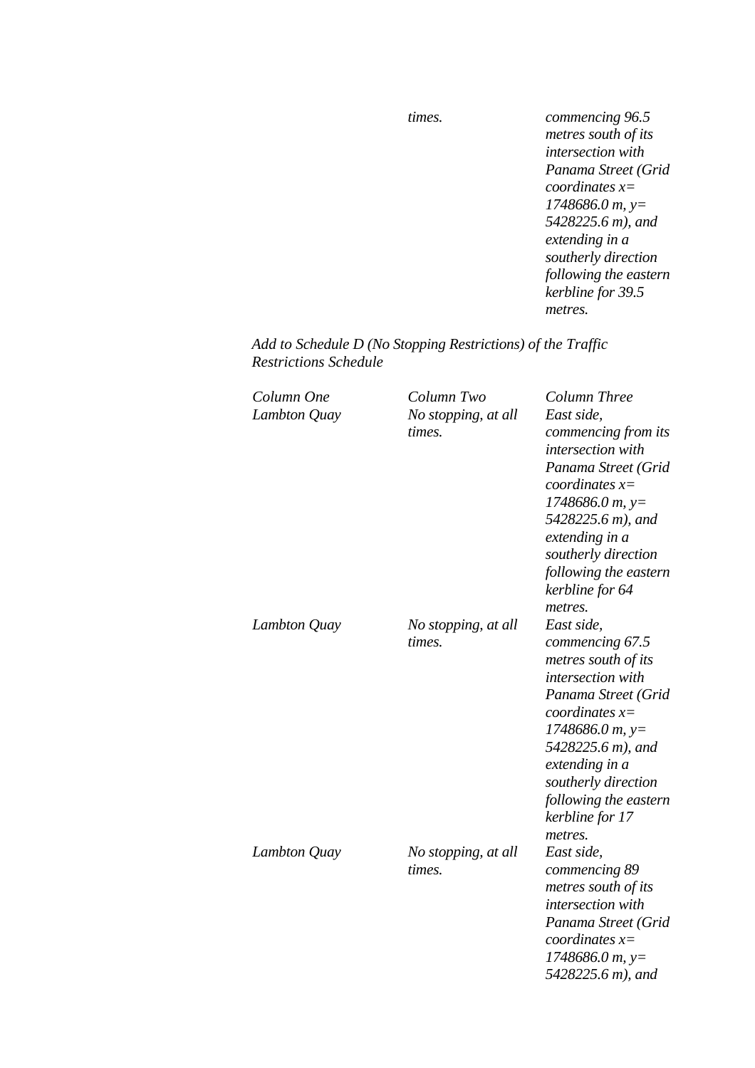| | times. | commencing 96.5 metres south of its intersection with Panama Street (Grid coordinates x= 1748686.0 m, y= 5428225.6 m), and extending in a southerly direction following the eastern kerbline for 39.5 metres. |
|---|---|---|

*Add to Schedule D (No Stopping Restrictions) of the Traffic Restrictions Schedule*

| *Column One* | *Column Two* | *Column Three* |
|---|---|---|
| *Lambton Quay* | *No stopping, at all times.* | *East side, commencing from its intersection with Panama Street (Grid coordinates x= 1748686.0 m, y= 5428225.6 m), and extending in a southerly direction following the eastern kerbline for 64 metres.* |
| *Lambton Quay* | *No stopping, at all times.* | *East side, commencing 67.5 metres south of its intersection with Panama Street (Grid coordinates x= 1748686.0 m, y= 5428225.6 m), and extending in a southerly direction following the eastern kerbline for 17 metres.* |
| *Lambton Quay* | *No stopping, at all times.* | *East side, commencing 89 metres south of its intersection with Panama Street (Grid coordinates x= 1748686.0 m, y= 5428225.6 m), and* |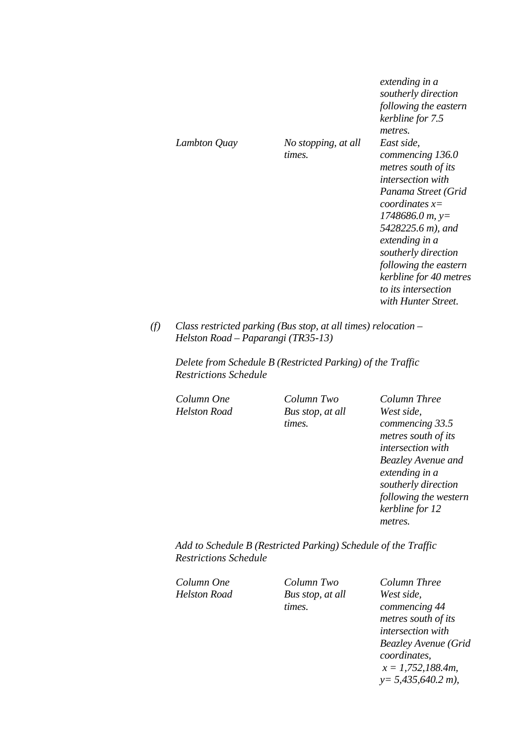| | | |
|---|---|---|
| | | *extending in a southerly direction following the eastern kerbline for 7.5 metres.* |
| *Lambton Quay* | *No stopping, at all times.* | *East side, commencing 136.0 metres south of its intersection with Panama Street (Grid coordinates x= 1748686.0 m, y= 5428225.6 m), and extending in a southerly direction following the eastern kerbline for 40 metres to its intersection with Hunter Street.* |

*(f)* *Class restricted parking (Bus stop, at all times) relocation – Helston Road – Paparangi (TR35-13)*

*Delete from Schedule B (Restricted Parking) of the Traffic Restrictions Schedule*

| *Column One* | *Column Two* | *Column Three* |
|---|---|---|
| *Helston Road* | *Bus stop, at all times.* | *West side, commencing 33.5 metres south of its intersection with Beazley Avenue and extending in a southerly direction following the western kerbline for 12 metres.* |

*Add to Schedule B (Restricted Parking) Schedule of the Traffic Restrictions Schedule*

| *Column One* | *Column Two* | *Column Three* |
|---|---|---|
| *Helston Road* | *Bus stop, at all times.* | *West side, commencing 44 metres south of its intersection with Beazley Avenue (Grid coordinates, x = 1,752,188.4m, y= 5,435,640.2 m),* |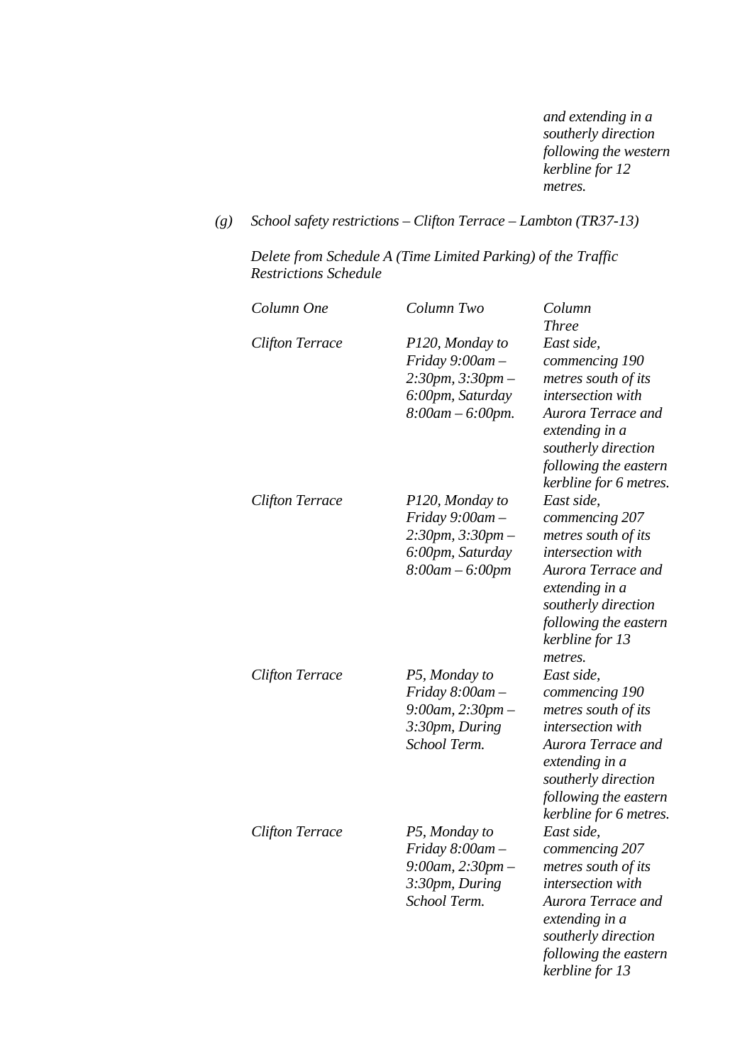*and extending in a southerly direction following the western kerbline for 12 metres.*

*(g) School safety restrictions – Clifton Terrace – Lambton (TR37-13)*

*Delete from Schedule A (Time Limited Parking) of the Traffic Restrictions Schedule*

| *Column One* | *Column Two* | *Column Three* |
|---|---|---|
| *Clifton Terrace* | *P120, Monday to Friday 9:00am – 2:30pm, 3:30pm – 6:00pm, Saturday 8:00am – 6:00pm.* | *East side, commencing 190 metres south of its intersection with Aurora Terrace and extending in a southerly direction following the eastern kerbline for 6 metres.* |
| *Clifton Terrace* | *P120, Monday to Friday 9:00am – 2:30pm, 3:30pm – 6:00pm, Saturday 8:00am – 6:00pm* | *East side, commencing 207 metres south of its intersection with Aurora Terrace and extending in a southerly direction following the eastern kerbline for 13 metres.* |
| *Clifton Terrace* | *P5, Monday to Friday 8:00am – 9:00am, 2:30pm – 3:30pm, During School Term.* | *East side, commencing 190 metres south of its intersection with Aurora Terrace and extending in a southerly direction following the eastern kerbline for 6 metres.* |
| *Clifton Terrace* | *P5, Monday to Friday 8:00am – 9:00am, 2:30pm – 3:30pm, During School Term.* | *East side, commencing 207 metres south of its intersection with Aurora Terrace and extending in a southerly direction following the eastern kerbline for 13* |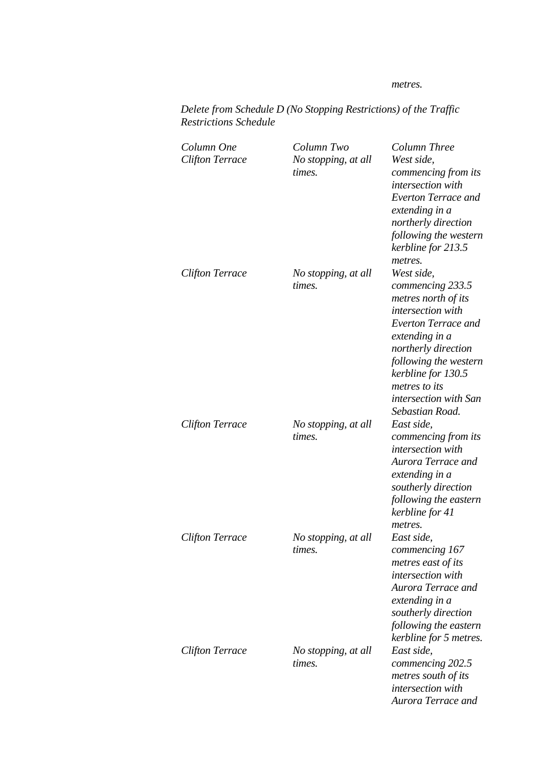*metres.*

*Delete from Schedule D (No Stopping Restrictions) of the Traffic Restrictions Schedule*

| *Column One* | *Column Two* | *Column Three* |
|---|---|---|
| *Clifton Terrace* | *No stopping, at all times.* | *West side, commencing from its intersection with Everton Terrace and extending in a northerly direction following the western kerbline for 213.5 metres.* |
| *Clifton Terrace* | *No stopping, at all times.* | *West side, commencing 233.5 metres north of its intersection with Everton Terrace and extending in a northerly direction following the western kerbline for 130.5 metres to its intersection with San Sebastian Road.* |
| *Clifton Terrace* | *No stopping, at all times.* | *East side, commencing from its intersection with Aurora Terrace and extending in a southerly direction following the eastern kerbline for 41 metres.* |
| *Clifton Terrace* | *No stopping, at all times.* | *East side, commencing 167 metres east of its intersection with Aurora Terrace and extending in a southerly direction following the eastern kerbline for 5 metres.* |
| *Clifton Terrace* | *No stopping, at all times.* | *East side, commencing 202.5 metres south of its intersection with Aurora Terrace and* |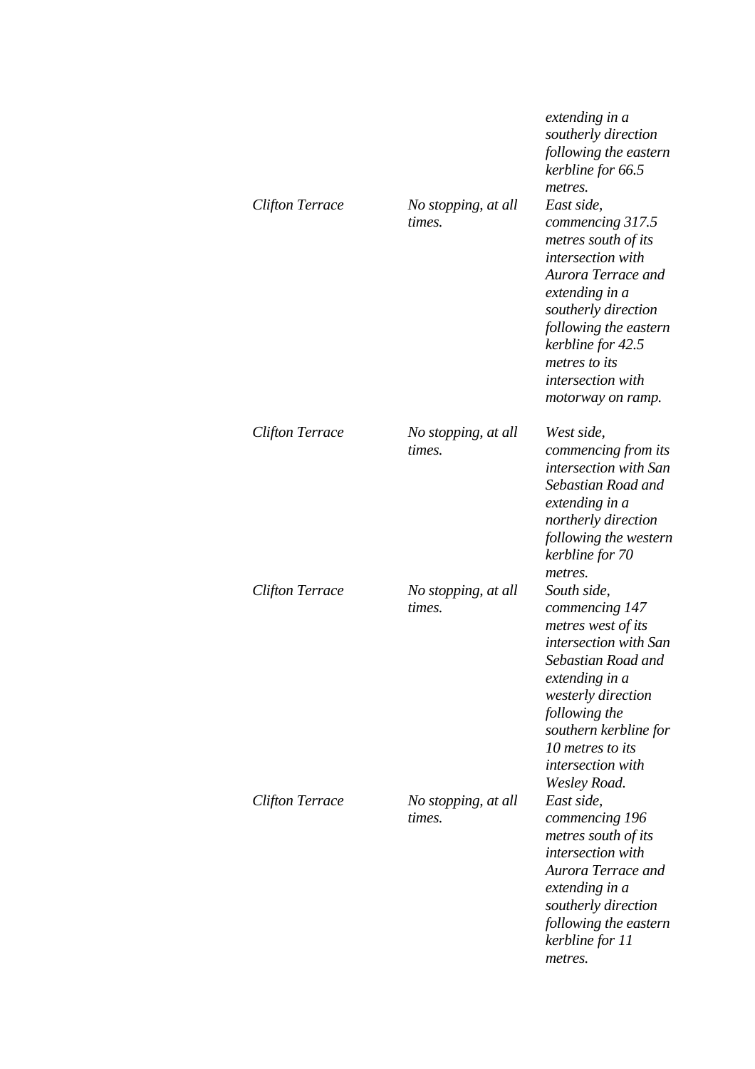| | | |
|---|---|---|
| | | *extending in a southerly direction following the eastern kerbline for 66.5 metres.* |
| *Clifton Terrace* | *No stopping, at all times.* | *East side, commencing 317.5 metres south of its intersection with Aurora Terrace and extending in a southerly direction following the eastern kerbline for 42.5 metres to its intersection with motorway on ramp.* |
| *Clifton Terrace* | *No stopping, at all times.* | *West side, commencing from its intersection with San Sebastian Road and extending in a northerly direction following the western kerbline for 70 metres.* |
| *Clifton Terrace* | *No stopping, at all times.* | *South side, commencing 147 metres west of its intersection with San Sebastian Road and extending in a westerly direction following the southern kerbline for 10 metres to its intersection with Wesley Road.* |
| *Clifton Terrace* | *No stopping, at all times.* | *East side, commencing 196 metres south of its intersection with Aurora Terrace and extending in a southerly direction following the eastern kerbline for 11 metres.* |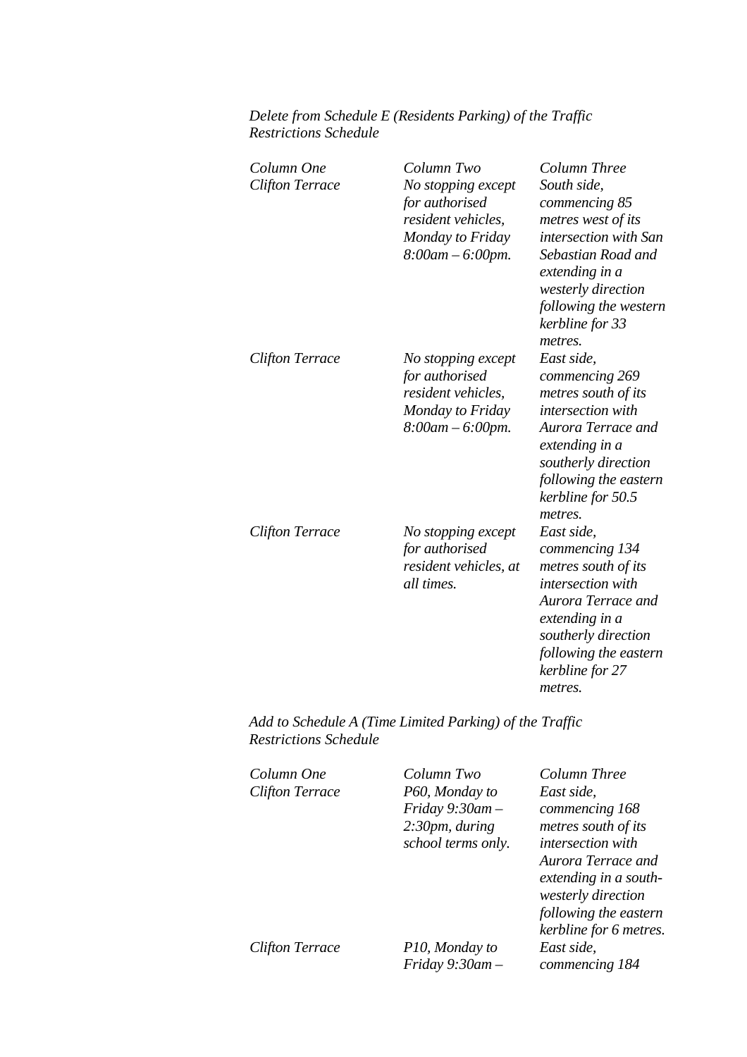*Delete from Schedule E (Residents Parking) of the Traffic Restrictions Schedule*

| *Column One* | *Column Two* | *Column Three* |
|---|---|---|
| *Clifton Terrace* | *No stopping except for authorised resident vehicles, Monday to Friday 8:00am – 6:00pm.* | *South side, commencing 85 metres west of its intersection with San Sebastian Road and extending in a westerly direction following the western kerbline for 33 metres.* |
| *Clifton Terrace* | *No stopping except for authorised resident vehicles, Monday to Friday 8:00am – 6:00pm.* | *East side, commencing 269 metres south of its intersection with Aurora Terrace and extending in a southerly direction following the eastern kerbline for 50.5 metres.* |
| *Clifton Terrace* | *No stopping except for authorised resident vehicles, at all times.* | *East side, commencing 134 metres south of its intersection with Aurora Terrace and extending in a southerly direction following the eastern kerbline for 27 metres.* |

*Add to Schedule A (Time Limited Parking) of the Traffic Restrictions Schedule*

| *Column One* | *Column Two* | *Column Three* |
|---|---|---|
| *Clifton Terrace* | *P60, Monday to Friday 9:30am – 2:30pm, during school terms only.* | *East side, commencing 168 metres south of its intersection with Aurora Terrace and extending in a south-westerly direction following the eastern kerbline for 6 metres.* |
| *Clifton Terrace* | *P10, Monday to Friday 9:30am –* | *East side, commencing 184* |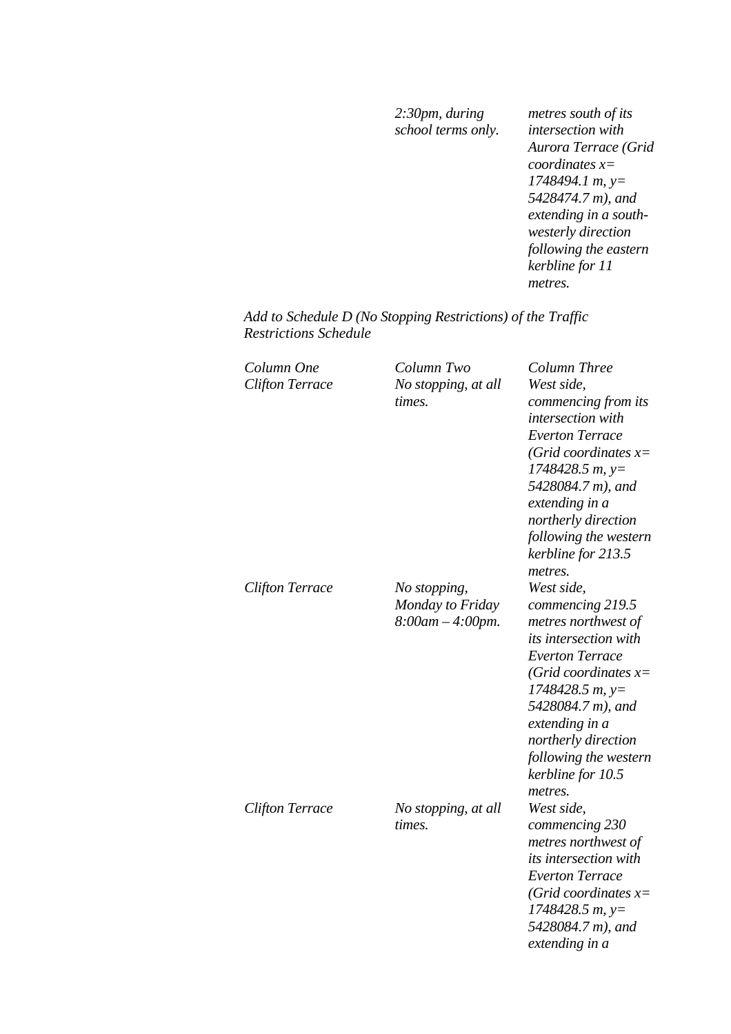| | | |
|---|---|---|
| | *2:30pm, during school terms only.* | *metres south of its intersection with Aurora Terrace (Grid coordinates x= 1748494.1 m, y= 5428474.7 m), and extending in a south-westerly direction following the eastern kerbline for 11 metres.* |

*Add to Schedule D (No Stopping Restrictions) of the Traffic Restrictions Schedule*

| *Column One* | *Column Two* | *Column Three* |
|---|---|---|
| *Clifton Terrace* | *No stopping, at all times.* | *West side, commencing from its intersection with Everton Terrace (Grid coordinates x= 1748428.5 m, y= 5428084.7 m), and extending in a northerly direction following the western kerbline for 213.5 metres.* |
| *Clifton Terrace* | *No stopping, Monday to Friday 8:00am – 4:00pm.* | *West side, commencing 219.5 metres northwest of its intersection with Everton Terrace (Grid coordinates x= 1748428.5 m, y= 5428084.7 m), and extending in a northerly direction following the western kerbline for 10.5 metres.* |
| *Clifton Terrace* | *No stopping, at all times.* | *West side, commencing 230 metres northwest of its intersection with Everton Terrace (Grid coordinates x= 1748428.5 m, y= 5428084.7 m), and extending in a* |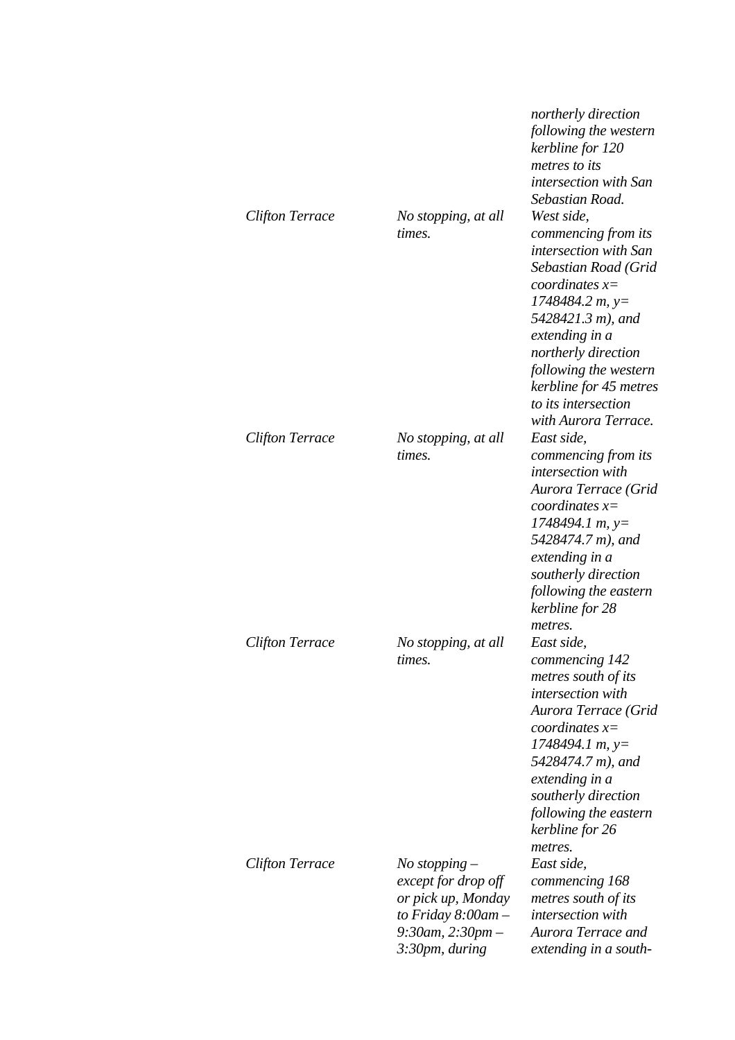| | | |
|---|---|---|
| | | *northerly direction following the western kerbline for 120 metres to its intersection with San Sebastian Road.* |
| *Clifton Terrace* | *No stopping, at all times.* | *West side, commencing from its intersection with San Sebastian Road (Grid coordinates x= 1748484.2 m, y= 5428421.3 m), and extending in a northerly direction following the western kerbline for 45 metres to its intersection with Aurora Terrace.* |
| *Clifton Terrace* | *No stopping, at all times.* | *East side, commencing from its intersection with Aurora Terrace (Grid coordinates x= 1748494.1 m, y= 5428474.7 m), and extending in a southerly direction following the eastern kerbline for 28 metres.* |
| *Clifton Terrace* | *No stopping, at all times.* | *East side, commencing 142 metres south of its intersection with Aurora Terrace (Grid coordinates x= 1748494.1 m, y= 5428474.7 m), and extending in a southerly direction following the eastern kerbline for 26 metres.* |
| *Clifton Terrace* | *No stopping – except for drop off or pick up, Monday to Friday 8:00am – 9:30am, 2:30pm – 3:30pm, during* | *East side, commencing 168 metres south of its intersection with Aurora Terrace and extending in a south-* |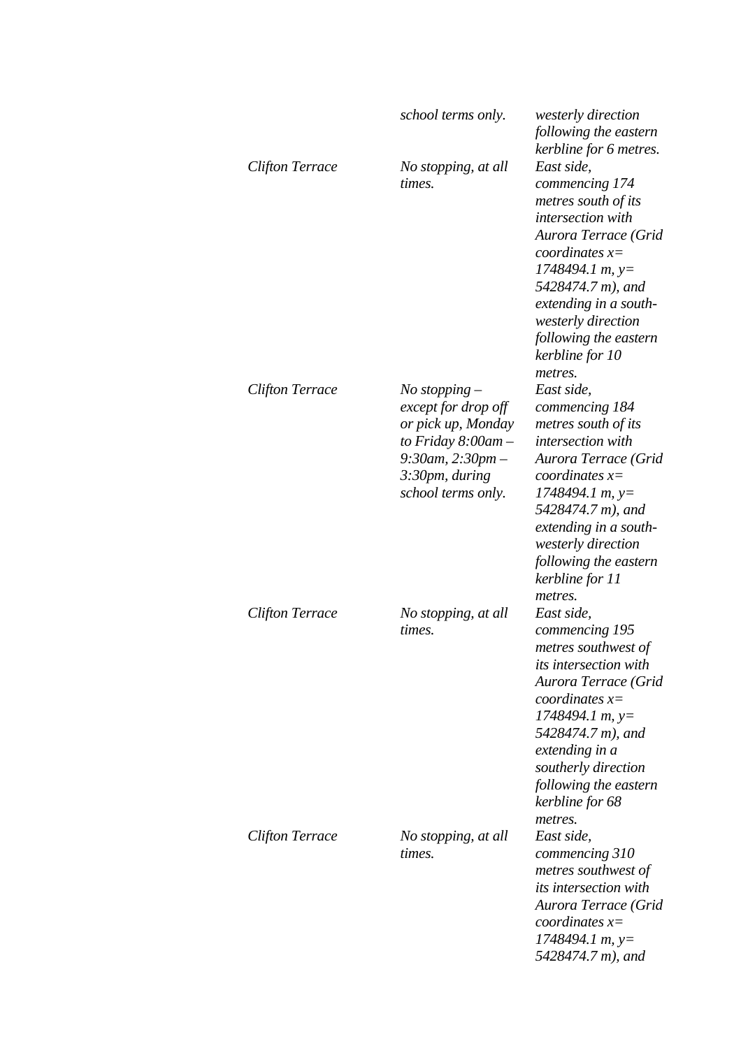| | | |
|---|---|---|
| | *school terms only.* | *westerly direction following the eastern kerbline for 6 metres.* |
| *Clifton Terrace* | *No stopping, at all times.* | *East side, commencing 174 metres south of its intersection with Aurora Terrace (Grid coordinates x= 1748494.1 m, y= 5428474.7 m), and extending in a south-westerly direction following the eastern kerbline for 10 metres.* |
| *Clifton Terrace* | *No stopping – except for drop off or pick up, Monday to Friday 8:00am – 9:30am, 2:30pm – 3:30pm, during school terms only.* | *East side, commencing 184 metres south of its intersection with Aurora Terrace (Grid coordinates x= 1748494.1 m, y= 5428474.7 m), and extending in a south-westerly direction following the eastern kerbline for 11 metres.* |
| *Clifton Terrace* | *No stopping, at all times.* | *East side, commencing 195 metres southwest of its intersection with Aurora Terrace (Grid coordinates x= 1748494.1 m, y= 5428474.7 m), and extending in a southerly direction following the eastern kerbline for 68 metres.* |
| *Clifton Terrace* | *No stopping, at all times.* | *East side, commencing 310 metres southwest of its intersection with Aurora Terrace (Grid coordinates x= 1748494.1 m, y= 5428474.7 m), and* |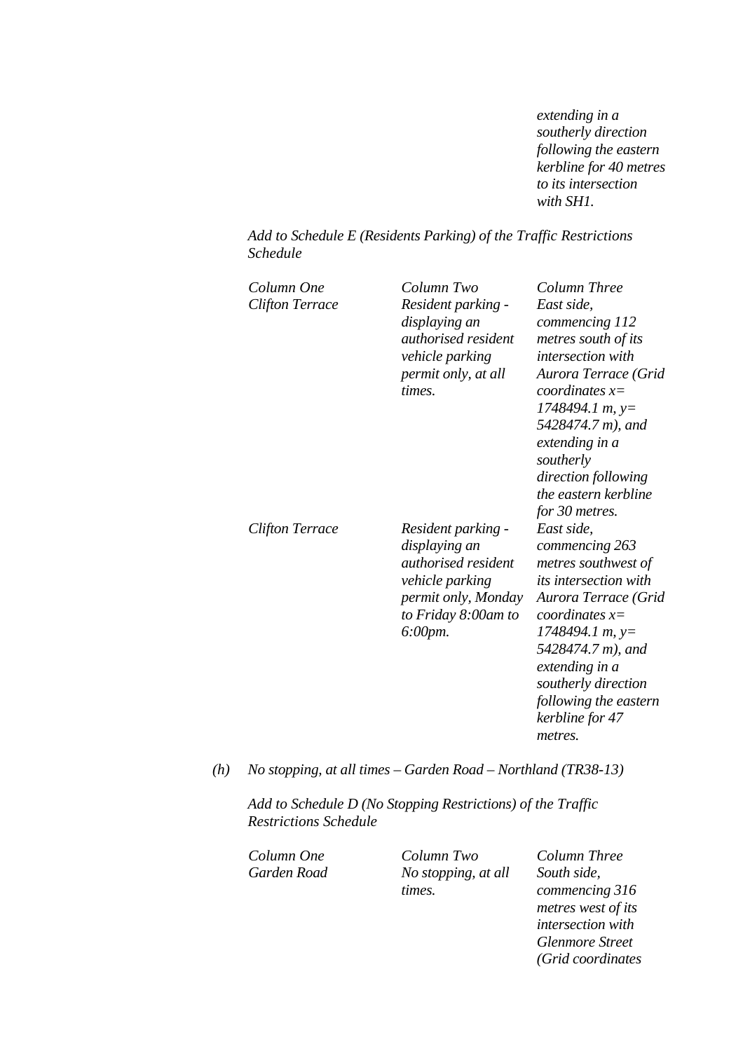*extending in a southerly direction following the eastern kerbline for 40 metres to its intersection with SH1.*

*Add to Schedule E (Residents Parking) of the Traffic Restrictions Schedule*

| *Column One* | *Column Two* | *Column Three* |
|---|---|---|
| *Clifton Terrace* | *Resident parking - displaying an authorised resident vehicle parking permit only, at all times.* | *East side, commencing 112 metres south of its intersection with Aurora Terrace (Grid coordinates x= 1748494.1 m, y= 5428474.7 m), and extending in a southerly direction following the eastern kerbline for 30 metres.* |
| *Clifton Terrace* | *Resident parking - displaying an authorised resident vehicle parking permit only, Monday to Friday 8:00am to 6:00pm.* | *East side, commencing 263 metres southwest of its intersection with Aurora Terrace (Grid coordinates x= 1748494.1 m, y= 5428474.7 m), and extending in a southerly direction following the eastern kerbline for 47 metres.* |

*(h)* *No stopping, at all times – Garden Road – Northland (TR38-13)*

*Add to Schedule D (No Stopping Restrictions) of the Traffic Restrictions Schedule*

| *Column One* | *Column Two* | *Column Three* |
|---|---|---|
| *Garden Road* | *No stopping, at all times.* | *South side, commencing 316 metres west of its intersection with Glenmore Street (Grid coordinates* |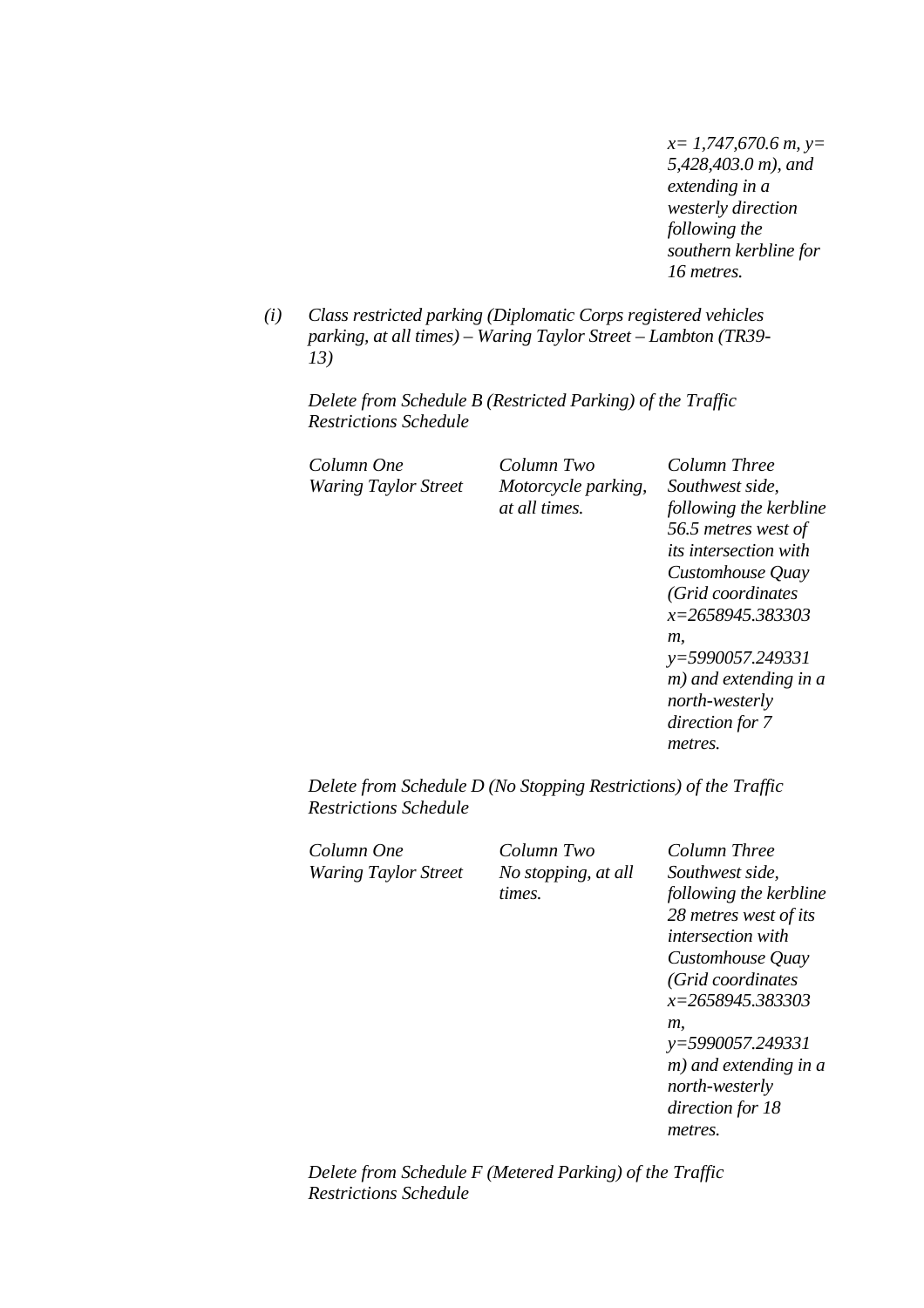*x= 1,747,670.6 m, y= 5,428,403.0 m), and extending in a westerly direction following the southern kerbline for 16 metres.*

*(i) Class restricted parking (Diplomatic Corps registered vehicles parking, at all times) – Waring Taylor Street – Lambton (TR39-13)*

*Delete from Schedule B (Restricted Parking) of the Traffic Restrictions Schedule*

| *Column One* | *Column Two* | *Column Three* |
|---|---|---|
| *Waring Taylor Street* | *Motorcycle parking, at all times.* | *Southwest side, following the kerbline 56.5 metres west of its intersection with Customhouse Quay (Grid coordinates x=2658945.383303 m, y=5990057.249331 m) and extending in a north-westerly direction for 7 metres.* |

*Delete from Schedule D (No Stopping Restrictions) of the Traffic Restrictions Schedule*

| *Column One* | *Column Two* | *Column Three* |
|---|---|---|
| *Waring Taylor Street* | *No stopping, at all times.* | *Southwest side, following the kerbline 28 metres west of its intersection with Customhouse Quay (Grid coordinates x=2658945.383303 m, y=5990057.249331 m) and extending in a north-westerly direction for 18 metres.* |

*Delete from Schedule F (Metered Parking) of the Traffic Restrictions Schedule*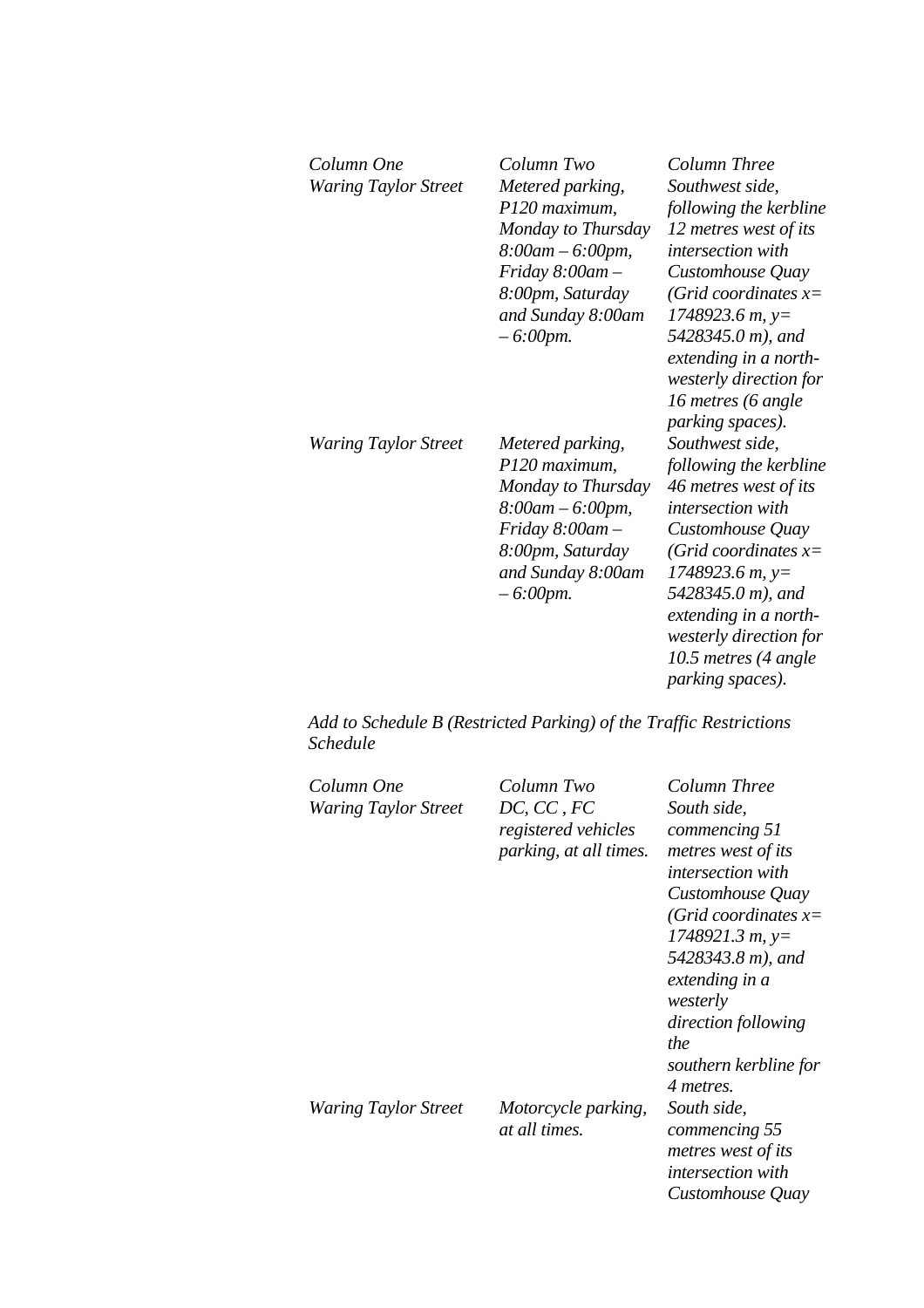| *Column One* | *Column Two* | *Column Three* |
|---|---|---|
| *Waring Taylor Street* | *Metered parking, P120 maximum, Monday to Thursday 8:00am – 6:00pm, Friday 8:00am – 8:00pm, Saturday and Sunday 8:00am – 6:00pm.* | *Southwest side, following the kerbline 12 metres west of its intersection with Customhouse Quay (Grid coordinates x= 1748923.6 m, y= 5428345.0 m), and extending in a north-westerly direction for 16 metres (6 angle parking spaces).* |
| *Waring Taylor Street* | *Metered parking, P120 maximum, Monday to Thursday 8:00am – 6:00pm, Friday 8:00am – 8:00pm, Saturday and Sunday 8:00am – 6:00pm.* | *Southwest side, following the kerbline 46 metres west of its intersection with Customhouse Quay (Grid coordinates x= 1748923.6 m, y= 5428345.0 m), and extending in a north-westerly direction for 10.5 metres (4 angle parking spaces).* |

*Add to Schedule B (Restricted Parking) of the Traffic Restrictions Schedule*

| *Column One* | *Column Two* | *Column Three* |
|---|---|---|
| *Waring Taylor Street* | *DC, CC , FC registered vehicles parking, at all times.* | *South side, commencing 51 metres west of its intersection with Customhouse Quay (Grid coordinates x= 1748921.3 m, y= 5428343.8 m), and extending in a westerly direction following the southern kerbline for 4 metres.* |
| *Waring Taylor Street* | *Motorcycle parking, at all times.* | *South side, commencing 55 metres west of its intersection with Customhouse Quay* |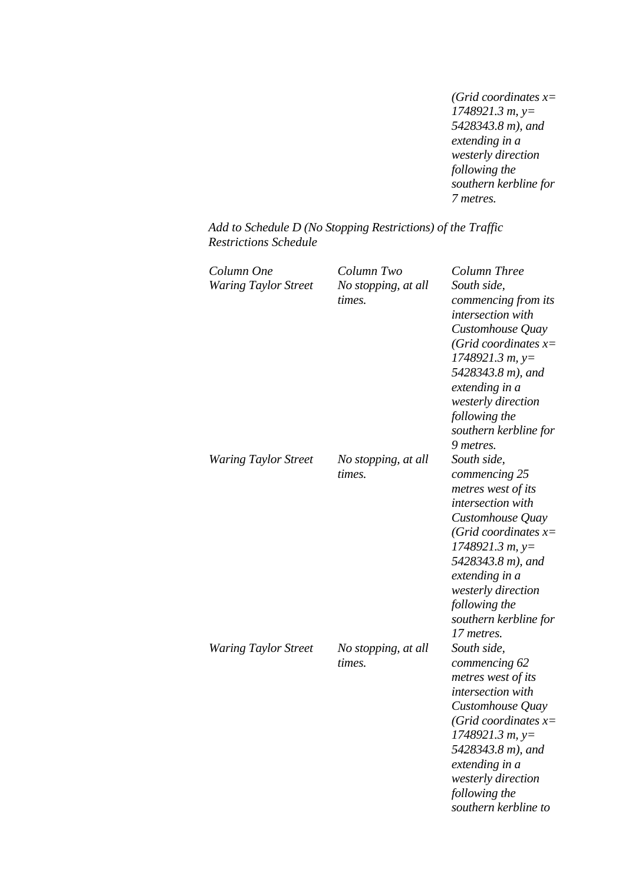*(Grid coordinates x= 1748921.3 m, y= 5428343.8 m), and extending in a westerly direction following the southern kerbline for 7 metres.*

*Add to Schedule D (No Stopping Restrictions) of the Traffic Restrictions Schedule*

| *Column One* | *Column Two* | *Column Three* |
|---|---|---|
| *Waring Taylor Street* | *No stopping, at all times.* | *South side, commencing from its intersection with Customhouse Quay (Grid coordinates x= 1748921.3 m, y= 5428343.8 m), and extending in a westerly direction following the southern kerbline for 9 metres.* |
| *Waring Taylor Street* | *No stopping, at all times.* | *South side, commencing 25 metres west of its intersection with Customhouse Quay (Grid coordinates x= 1748921.3 m, y= 5428343.8 m), and extending in a westerly direction following the southern kerbline for 17 metres.* |
| *Waring Taylor Street* | *No stopping, at all times.* | *South side, commencing 62 metres west of its intersection with Customhouse Quay (Grid coordinates x= 1748921.3 m, y= 5428343.8 m), and extending in a westerly direction following the southern kerbline to* |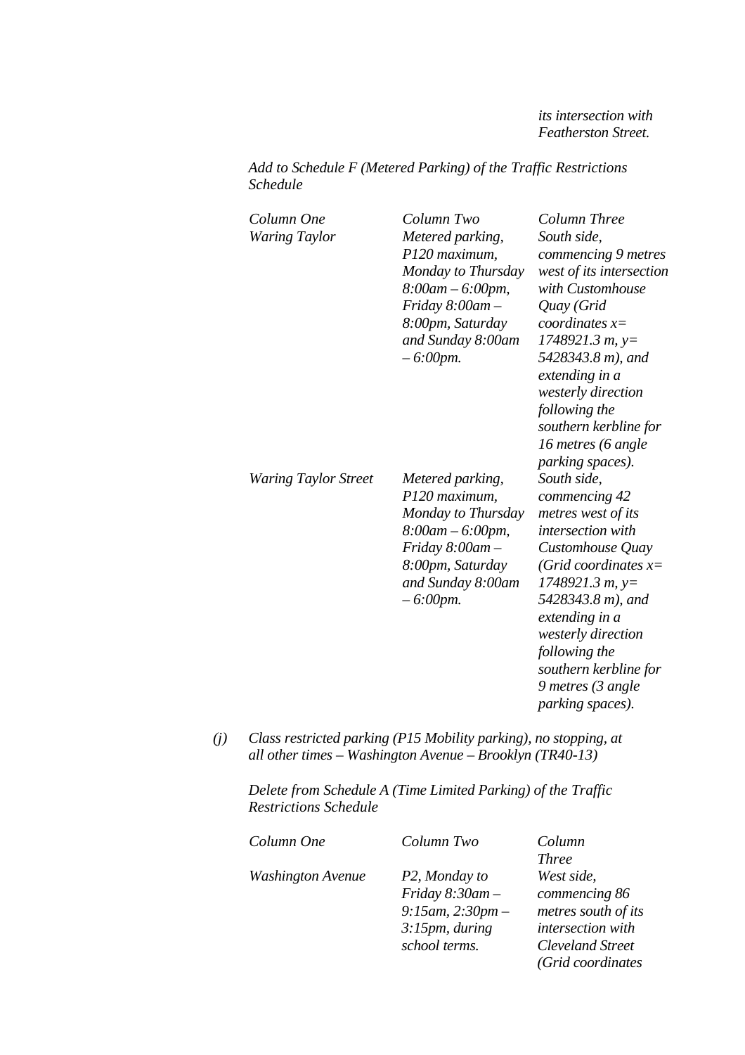*its intersection with Featherston Street.*

*Add to Schedule F (Metered Parking) of the Traffic Restrictions Schedule*

| *Column One* | *Column Two* | *Column Three* |
|---|---|---|
| *Waring Taylor* | *Metered parking, P120 maximum, Monday to Thursday 8:00am – 6:00pm, Friday 8:00am – 8:00pm, Saturday and Sunday 8:00am – 6:00pm.* | *South side, commencing 9 metres west of its intersection with Customhouse Quay (Grid coordinates x= 1748921.3 m, y= 5428343.8 m), and extending in a westerly direction following the southern kerbline for 16 metres (6 angle parking spaces).* |
| *Waring Taylor Street* | *Metered parking, P120 maximum, Monday to Thursday 8:00am – 6:00pm, Friday 8:00am – 8:00pm, Saturday and Sunday 8:00am – 6:00pm.* | *South side, commencing 42 metres west of its intersection with Customhouse Quay (Grid coordinates x= 1748921.3 m, y= 5428343.8 m), and extending in a westerly direction following the southern kerbline for 9 metres (3 angle parking spaces).* |

*(j)* *Class restricted parking (P15 Mobility parking), no stopping, at all other times – Washington Avenue – Brooklyn (TR40-13)*

*Delete from Schedule A (Time Limited Parking) of the Traffic Restrictions Schedule*

| *Column One* | *Column Two* | *Column Three* |
|---|---|---|
| *Washington Avenue* | *P2, Monday to Friday 8:30am – 9:15am, 2:30pm – 3:15pm, during school terms.* | *West side, commencing 86 metres south of its intersection with Cleveland Street (Grid coordinates* |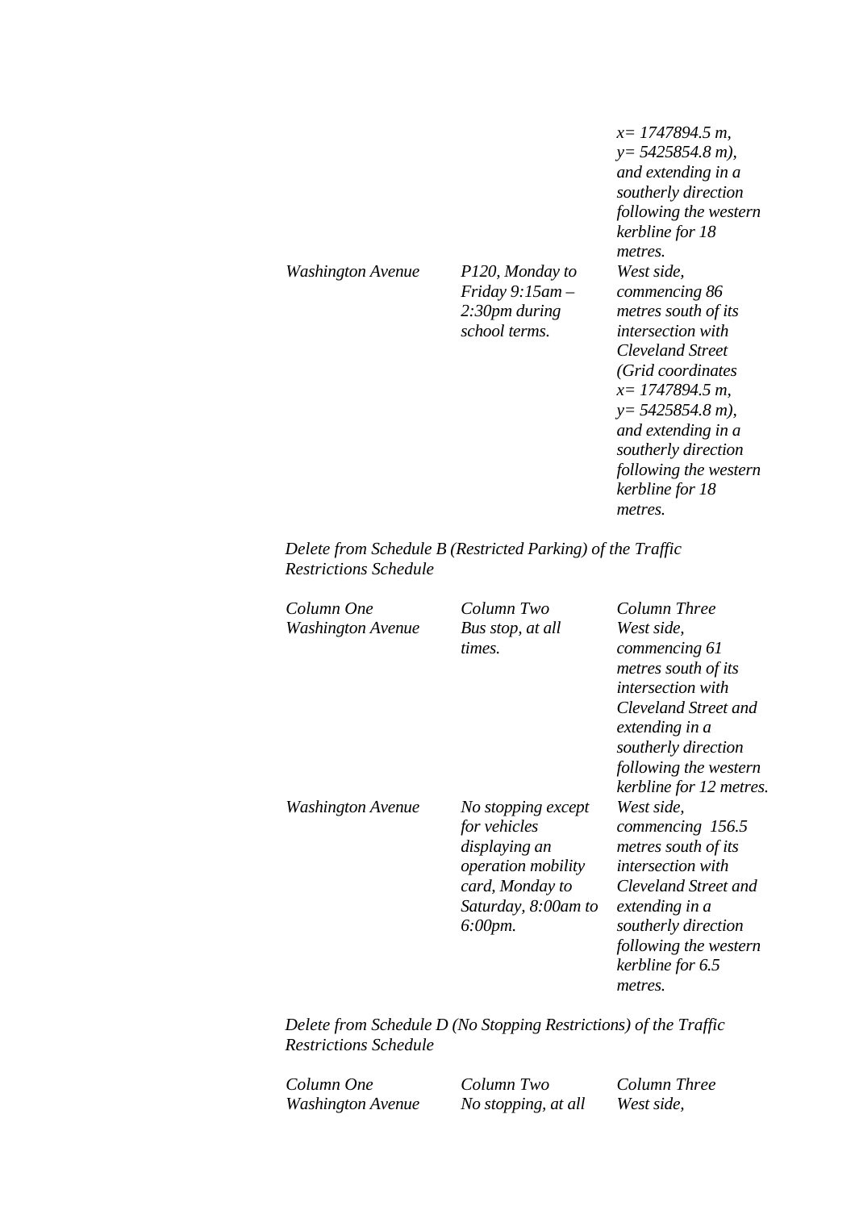| | | *x= 1747894.5 m, y= 5425854.8 m), and extending in a southerly direction following the western kerbline for 18 metres.* |
|---|---|---|
| *Washington Avenue* | *P120, Monday to Friday 9:15am – 2:30pm during school terms.* | *West side, commencing 86 metres south of its intersection with Cleveland Street (Grid coordinates x= 1747894.5 m, y= 5425854.8 m), and extending in a southerly direction following the western kerbline for 18 metres.* |

*Delete from Schedule B (Restricted Parking) of the Traffic Restrictions Schedule*

| *Column One* | *Column Two* | *Column Three* |
|---|---|---|
| *Washington Avenue* | *Bus stop, at all times.* | *West side, commencing 61 metres south of its intersection with Cleveland Street and extending in a southerly direction following the western kerbline for 12 metres.* |
| *Washington Avenue* | *No stopping except for vehicles displaying an operation mobility card, Monday to Saturday, 8:00am to 6:00pm.* | *West side, commencing 156.5 metres south of its intersection with Cleveland Street and extending in a southerly direction following the western kerbline for 6.5 metres.* |

*Delete from Schedule D (No Stopping Restrictions) of the Traffic Restrictions Schedule*

| *Column One* | *Column Two* | *Column Three* |
|---|---|---|
| *Washington Avenue* | *No stopping, at all* | *West side,* |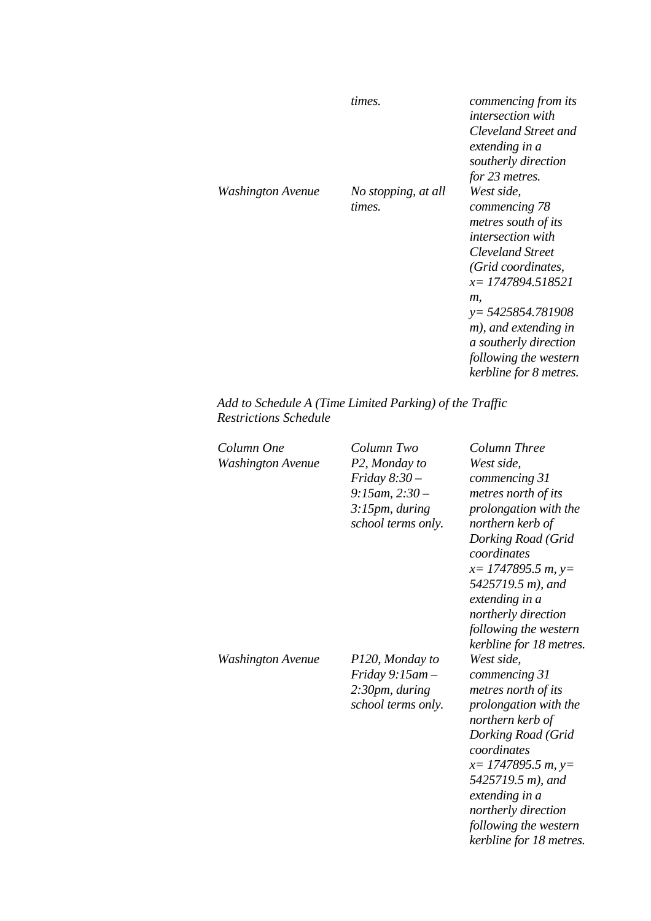| | | |
|---|---|---|
| | *times.* | *commencing from its intersection with Cleveland Street and extending in a southerly direction for 23 metres.* |
| *Washington Avenue* | *No stopping, at all times.* | *West side, commencing 78 metres south of its intersection with Cleveland Street (Grid coordinates, x= 1747894.518521 m, y= 5425854.781908 m), and extending in a southerly direction following the western kerbline for 8 metres.* |

*Add to Schedule A (Time Limited Parking) of the Traffic Restrictions Schedule*

| *Column One* | *Column Two* | *Column Three* |
|---|---|---|
| *Washington Avenue* | *P2, Monday to Friday 8:30 – 9:15am, 2:30 – 3:15pm, during school terms only.* | *West side, commencing 31 metres north of its prolongation with the northern kerb of Dorking Road (Grid coordinates x= 1747895.5 m, y= 5425719.5 m), and extending in a northerly direction following the western kerbline for 18 metres.* |
| *Washington Avenue* | *P120, Monday to Friday 9:15am – 2:30pm, during school terms only.* | *West side, commencing 31 metres north of its prolongation with the northern kerb of Dorking Road (Grid coordinates x= 1747895.5 m, y= 5425719.5 m), and extending in a northerly direction following the western kerbline for 18 metres.* |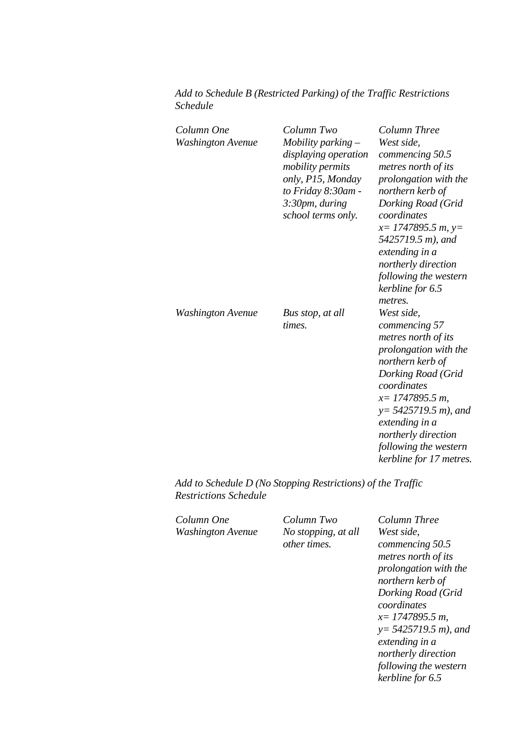*Add to Schedule B (Restricted Parking) of the Traffic Restrictions Schedule*

| *Column One* | *Column Two* | *Column Three* |
|---|---|---|
| *Washington Avenue* | *Mobility parking – displaying operation mobility permits only, P15, Monday to Friday 8:30am - 3:30pm, during school terms only.* | *West side, commencing 50.5 metres north of its prolongation with the northern kerb of Dorking Road (Grid coordinates x= 1747895.5 m, y= 5425719.5 m), and extending in a northerly direction following the western kerbline for 6.5 metres.* |
| *Washington Avenue* | *Bus stop, at all times.* | *West side, commencing 57 metres north of its prolongation with the northern kerb of Dorking Road (Grid coordinates x= 1747895.5 m, y= 5425719.5 m), and extending in a northerly direction following the western kerbline for 17 metres.* |

*Add to Schedule D (No Stopping Restrictions) of the Traffic Restrictions Schedule*

| *Column One* | *Column Two* | *Column Three* |
|---|---|---|
| *Washington Avenue* | *No stopping, at all other times.* | *West side, commencing 50.5 metres north of its prolongation with the northern kerb of Dorking Road (Grid coordinates x= 1747895.5 m, y= 5425719.5 m), and extending in a northerly direction following the western kerbline for 6.5* |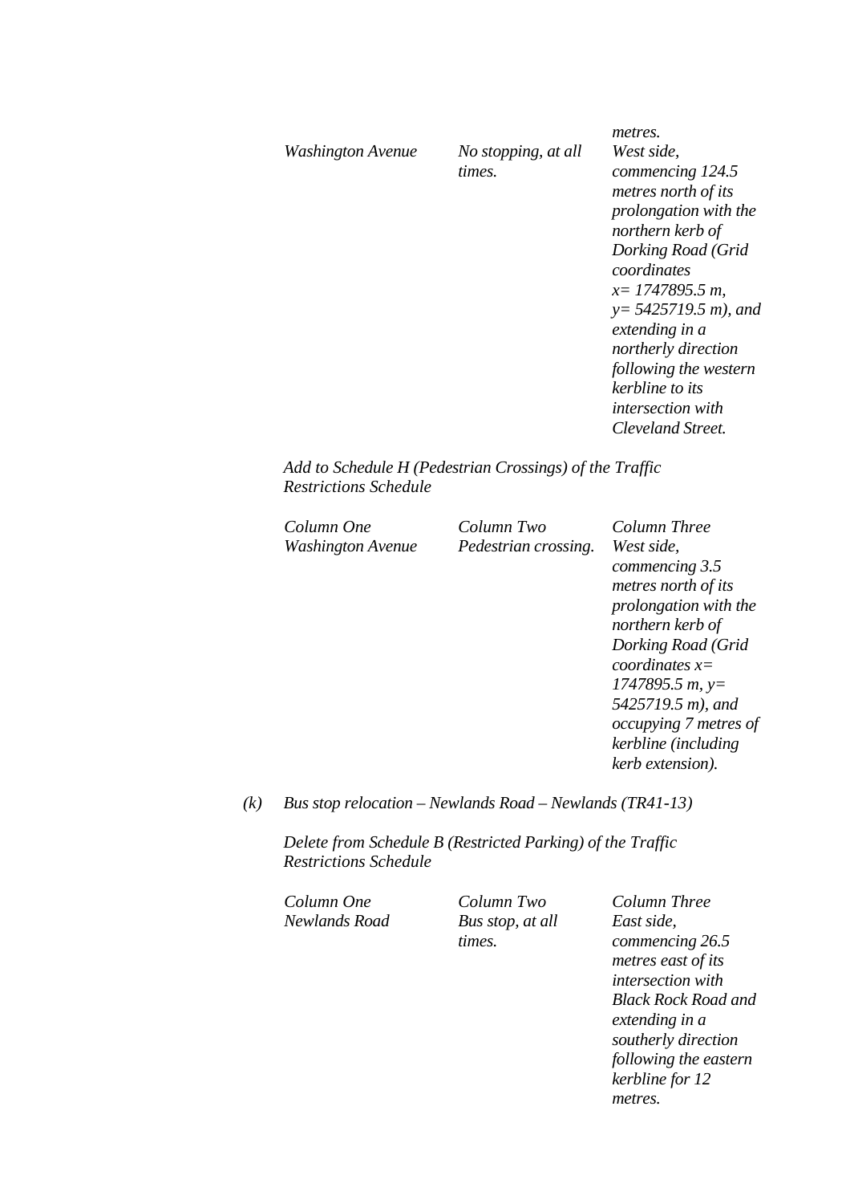| | | |
|---|---|---|
| | | *metres.* |
| *Washington Avenue* | *No stopping, at all times.* | *West side, commencing 124.5 metres north of its prolongation with the northern kerb of Dorking Road (Grid coordinates x= 1747895.5 m, y= 5425719.5 m), and extending in a northerly direction following the western kerbline to its intersection with Cleveland Street.* |

*Add to Schedule H (Pedestrian Crossings) of the Traffic Restrictions Schedule*

| *Column One* | *Column Two* | *Column Three* |
|---|---|---|
| *Washington Avenue* | *Pedestrian crossing.* | *West side, commencing 3.5 metres north of its prolongation with the northern kerb of Dorking Road (Grid coordinates x= 1747895.5 m, y= 5425719.5 m), and occupying 7 metres of kerbline (including kerb extension).* |

(k) *Bus stop relocation – Newlands Road – Newlands (TR41-13)*

*Delete from Schedule B (Restricted Parking) of the Traffic Restrictions Schedule*

| *Column One* | *Column Two* | *Column Three* |
|---|---|---|
| *Newlands Road* | *Bus stop, at all times.* | *East side, commencing 26.5 metres east of its intersection with Black Rock Road and extending in a southerly direction following the eastern kerbline for 12 metres.* |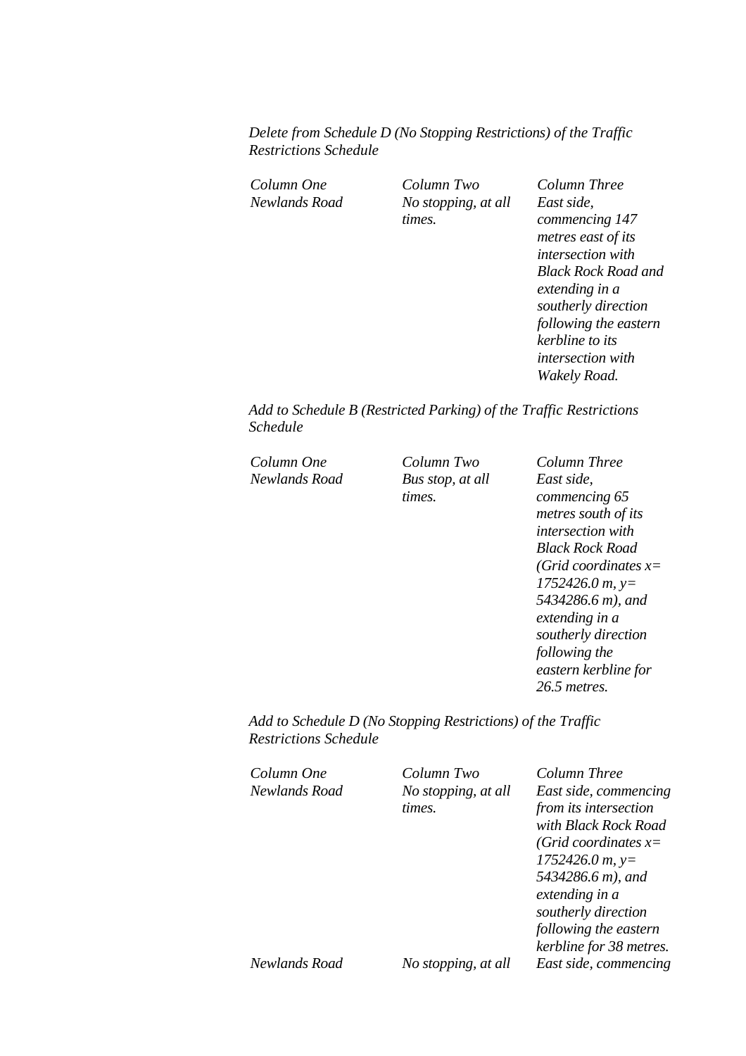*Delete from Schedule D (No Stopping Restrictions) of the Traffic Restrictions Schedule*

| *Column One* | *Column Two* | *Column Three* |
|---|---|---|
| *Newlands Road* | *No stopping, at all times.* | *East side, commencing 147 metres east of its intersection with Black Rock Road and extending in a southerly direction following the eastern kerbline to its intersection with Wakely Road.* |

*Add to Schedule B (Restricted Parking) of the Traffic Restrictions Schedule*

| *Column One* | *Column Two* | *Column Three* |
|---|---|---|
| *Newlands Road* | *Bus stop, at all times.* | *East side, commencing 65 metres south of its intersection with Black Rock Road (Grid coordinates x= 1752426.0 m, y= 5434286.6 m), and extending in a southerly direction following the eastern kerbline for 26.5 metres.* |

*Add to Schedule D (No Stopping Restrictions) of the Traffic Restrictions Schedule*

| *Column One* | *Column Two* | *Column Three* |
|---|---|---|
| *Newlands Road* | *No stopping, at all times.* | *East side, commencing from its intersection with Black Rock Road (Grid coordinates x= 1752426.0 m, y= 5434286.6 m), and extending in a southerly direction following the eastern kerbline for 38 metres.* |
| *Newlands Road* | *No stopping, at all* | *East side, commencing* |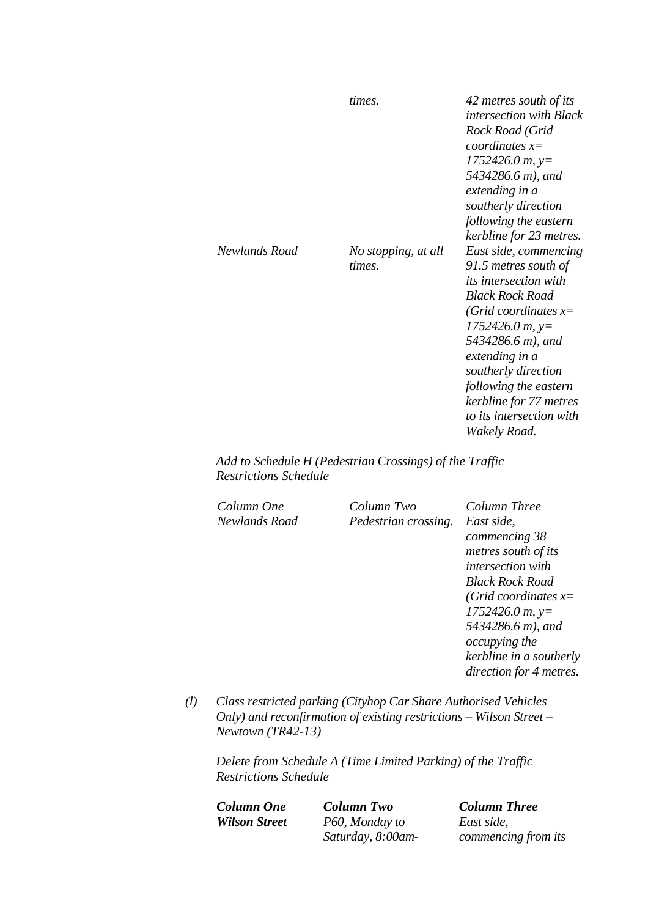| | | |
|---|---|---|
| | *times.* | *42 metres south of its intersection with Black Rock Road (Grid coordinates x= 1752426.0 m, y= 5434286.6 m), and extending in a southerly direction following the eastern kerbline for 23 metres.* |
| *Newlands Road* | *No stopping, at all times.* | *East side, commencing 91.5 metres south of its intersection with Black Rock Road (Grid coordinates x= 1752426.0 m, y= 5434286.6 m), and extending in a southerly direction following the eastern kerbline for 77 metres to its intersection with Wakely Road.* |

*Add to Schedule H (Pedestrian Crossings) of the Traffic Restrictions Schedule*

| *Column One* | *Column Two* | *Column Three* |
|---|---|---|
| *Newlands Road* | *Pedestrian crossing.* | *East side, commencing 38 metres south of its intersection with Black Rock Road (Grid coordinates x= 1752426.0 m, y= 5434286.6 m), and occupying the kerbline in a southerly direction for 4 metres.* |

*(l)* *Class restricted parking (Cityhop Car Share Authorised Vehicles Only) and reconfirmation of existing restrictions – Wilson Street – Newtown (TR42-13)*

*Delete from Schedule A (Time Limited Parking) of the Traffic Restrictions Schedule*

| ***Column One*** | ***Column Two*** | ***Column Three*** |
|---|---|---|
| ***Wilson Street*** | *P60, Monday to Saturday, 8:00am-* | *East side, commencing from its* |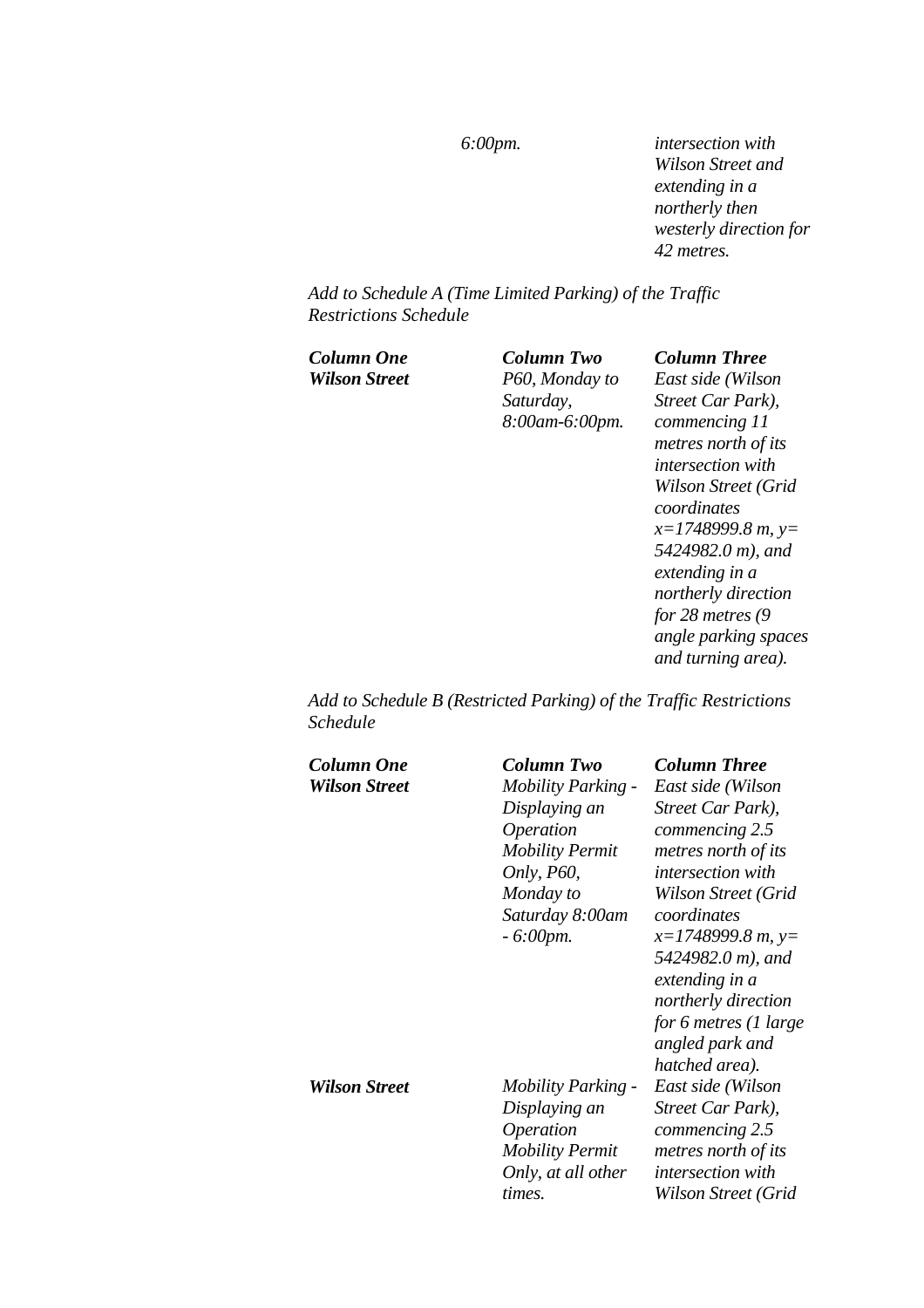| | | |
|---|---|---|
| | *6:00pm.* | *intersection with Wilson Street and extending in a northerly then westerly direction for 42 metres.* |

*Add to Schedule A (Time Limited Parking) of the Traffic Restrictions Schedule*

| ***Column One*** | ***Column Two*** | ***Column Three*** |
|---|---|---|
| ***Wilson Street*** | *P60, Monday to Saturday, 8:00am-6:00pm.* | *East side (Wilson Street Car Park), commencing 11 metres north of its intersection with Wilson Street (Grid coordinates x=1748999.8 m, y= 5424982.0 m), and extending in a northerly direction for 28 metres (9 angle parking spaces and turning area).* |

*Add to Schedule B (Restricted Parking) of the Traffic Restrictions Schedule*

| ***Column One*** | ***Column Two*** | ***Column Three*** |
|---|---|---|
| ***Wilson Street*** | *Mobility Parking - Displaying an Operation Mobility Permit Only, P60, Monday to Saturday 8:00am - 6:00pm.* | *East side (Wilson Street Car Park), commencing 2.5 metres north of its intersection with Wilson Street (Grid coordinates x=1748999.8 m, y= 5424982.0 m), and extending in a northerly direction for 6 metres (1 large angled park and hatched area).* |
| ***Wilson Street*** | *Mobility Parking - Displaying an Operation Mobility Permit Only, at all other times.* | *East side (Wilson Street Car Park), commencing 2.5 metres north of its intersection with Wilson Street (Grid* |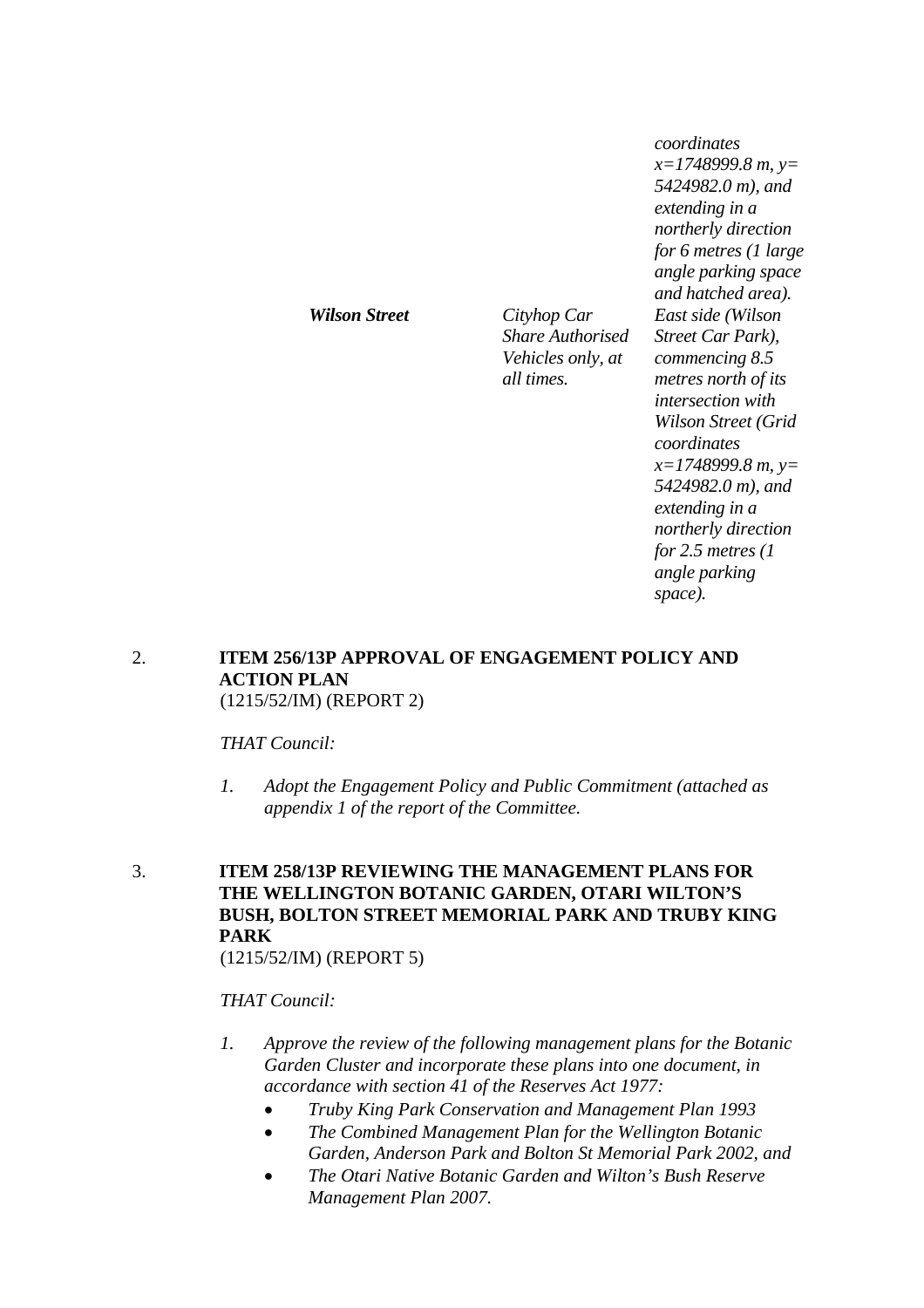| | | |
|---|---|---|
| | | *coordinates x=1748999.8 m, y= 5424982.0 m), and extending in a northerly direction for 6 metres (1 large angle parking space and hatched area).* |
| ***Wilson Street*** | *Cityhop Car Share Authorised Vehicles only, at all times.* | *East side (Wilson Street Car Park), commencing 8.5 metres north of its intersection with Wilson Street (Grid coordinates x=1748999.8 m, y= 5424982.0 m), and extending in a northerly direction for 2.5 metres (1 angle parking space).* |

2. **ITEM 256/13P APPROVAL OF ENGAGEMENT POLICY AND ACTION PLAN**
(1215/52/IM) (REPORT 2)

*THAT Council:*

1. *Adopt the Engagement Policy and Public Commitment (attached as appendix 1 of the report of the Committee.*

3. **ITEM 258/13P REVIEWING THE MANAGEMENT PLANS FOR THE WELLINGTON BOTANIC GARDEN, OTARI WILTON'S BUSH, BOLTON STREET MEMORIAL PARK AND TRUBY KING PARK**
(1215/52/IM) (REPORT 5)

*THAT Council:*

1. *Approve the review of the following management plans for the Botanic Garden Cluster and incorporate these plans into one document, in accordance with section 41 of the Reserves Act 1977:*
   - *Truby King Park Conservation and Management Plan 1993*
   - *The Combined Management Plan for the Wellington Botanic Garden, Anderson Park and Bolton St Memorial Park 2002, and*
   - *The Otari Native Botanic Garden and Wilton's Bush Reserve Management Plan 2007.*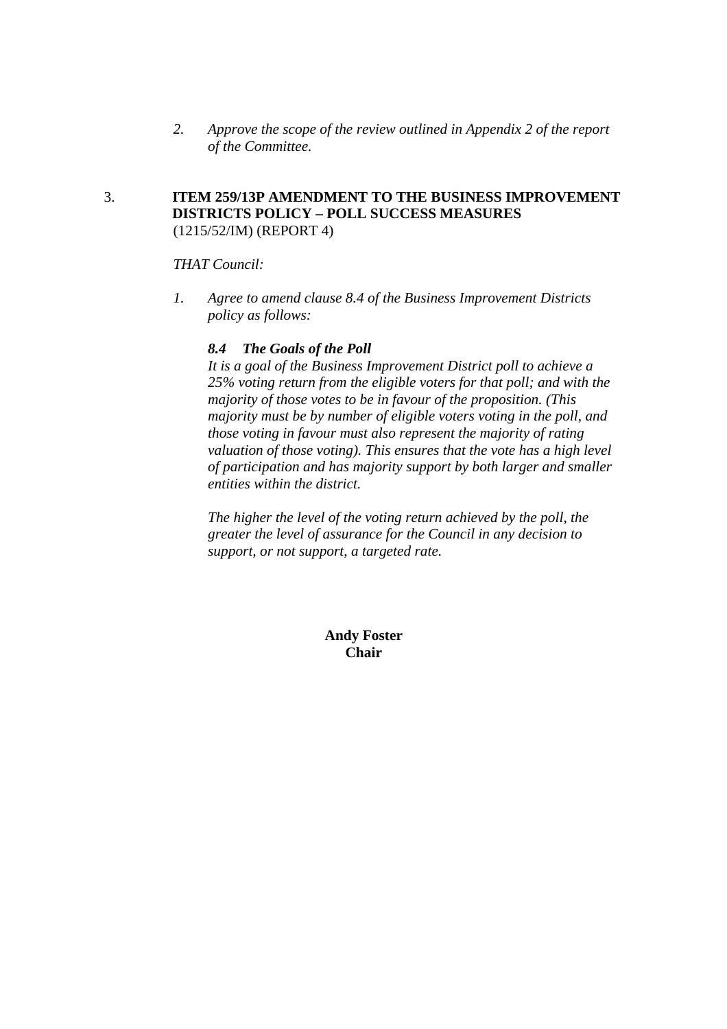2. *Approve the scope of the review outlined in Appendix 2 of the report of the Committee.*

3. **ITEM 259/13P AMENDMENT TO THE BUSINESS IMPROVEMENT DISTRICTS POLICY – POLL SUCCESS MEASURES**
(1215/52/IM) (REPORT 4)

*THAT Council:*

1. *Agree to amend clause 8.4 of the Business Improvement Districts policy as follows:*

***8.4 The Goals of the Poll***
*It is a goal of the Business Improvement District poll to achieve a 25% voting return from the eligible voters for that poll; and with the majority of those votes to be in favour of the proposition. (This majority must be by number of eligible voters voting in the poll, and those voting in favour must also represent the majority of rating valuation of those voting). This ensures that the vote has a high level of participation and has majority support by both larger and smaller entities within the district.*

*The higher the level of the voting return achieved by the poll, the greater the level of assurance for the Council in any decision to support, or not support, a targeted rate.*

**Andy Foster**
**Chair**